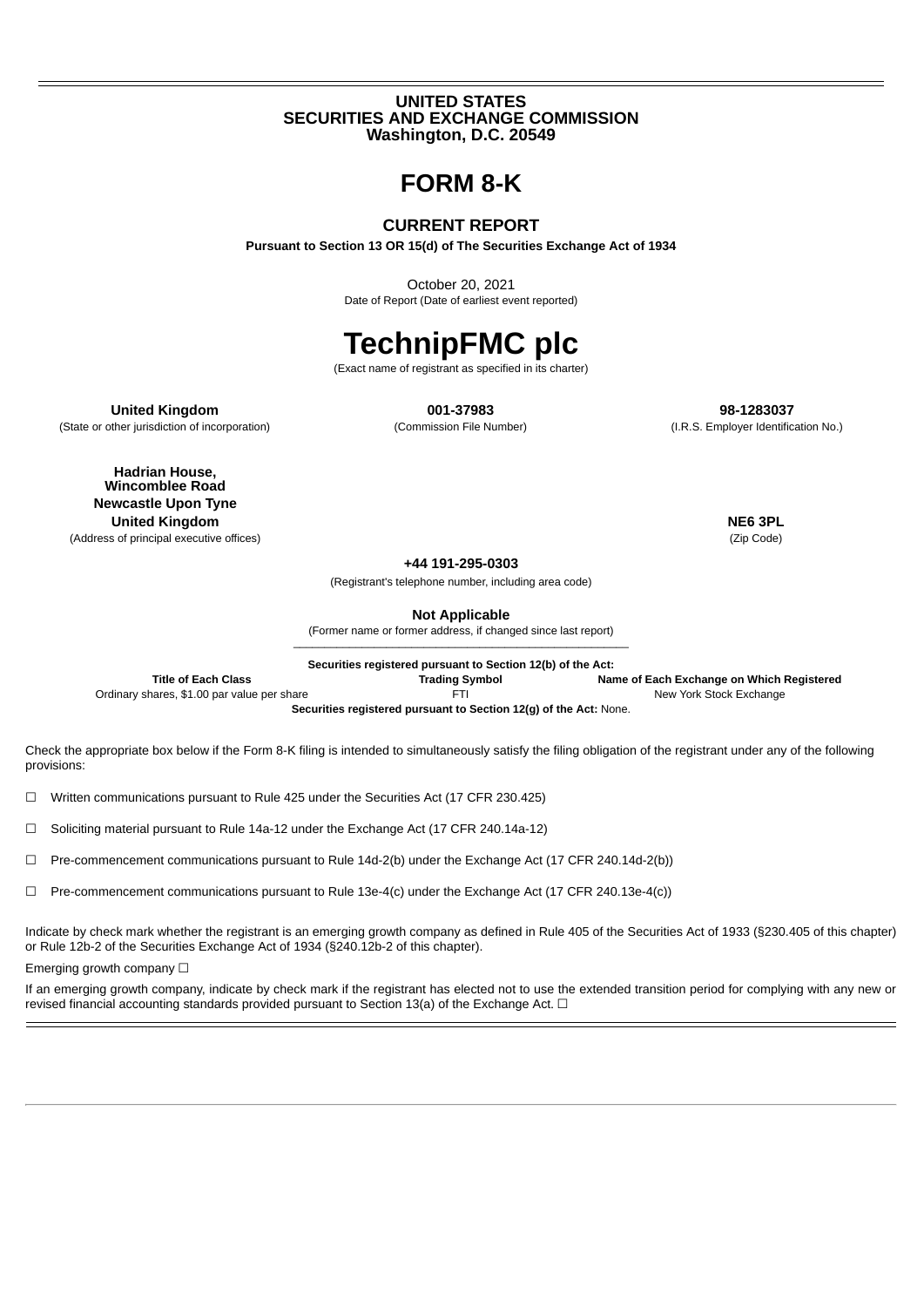**UNITED STATES**
**SECURITIES AND EXCHANGE COMMISSION**
**Washington, D.C. 20549**

# FORM 8-K

## CURRENT REPORT

**Pursuant to Section 13 OR 15(d) of The Securities Exchange Act of 1934**

October 20, 2021
Date of Report (Date of earliest event reported)

# TechnipFMC plc

(Exact name of registrant as specified in its charter)

| **United Kingdom** | **001-37983** | **98-1283037** |
|---|---|---|
| (State or other jurisdiction of incorporation) | (Commission File Number) | (I.R.S. Employer Identification No.) |

| **Hadrian House, Wincomblee Road Newcastle Upon Tyne United Kingdom** | **NE6 3PL** |
|---|---|
| (Address of principal executive offices) | (Zip Code) |

**+44 191-295-0303**
(Registrant's telephone number, including area code)

**Not Applicable**
(Former name or former address, if changed since last report)

**Securities registered pursuant to Section 12(b) of the Act:**

| Title of Each Class | Trading Symbol | Name of Each Exchange on Which Registered |
|---|---|---|
| Ordinary shares, $1.00 par value per share | FTI | New York Stock Exchange |

**Securities registered pursuant to Section 12(g) of the Act:** None.

Check the appropriate box below if the Form 8-K filing is intended to simultaneously satisfy the filing obligation of the registrant under any of the following provisions:

☐ Written communications pursuant to Rule 425 under the Securities Act (17 CFR 230.425)

☐ Soliciting material pursuant to Rule 14a-12 under the Exchange Act (17 CFR 240.14a-12)

☐ Pre-commencement communications pursuant to Rule 14d-2(b) under the Exchange Act (17 CFR 240.14d-2(b))

☐ Pre-commencement communications pursuant to Rule 13e-4(c) under the Exchange Act (17 CFR 240.13e-4(c))

Indicate by check mark whether the registrant is an emerging growth company as defined in Rule 405 of the Securities Act of 1933 (§230.405 of this chapter) or Rule 12b-2 of the Securities Exchange Act of 1934 (§240.12b-2 of this chapter).

Emerging growth company ☐

If an emerging growth company, indicate by check mark if the registrant has elected not to use the extended transition period for complying with any new or revised financial accounting standards provided pursuant to Section 13(a) of the Exchange Act. ☐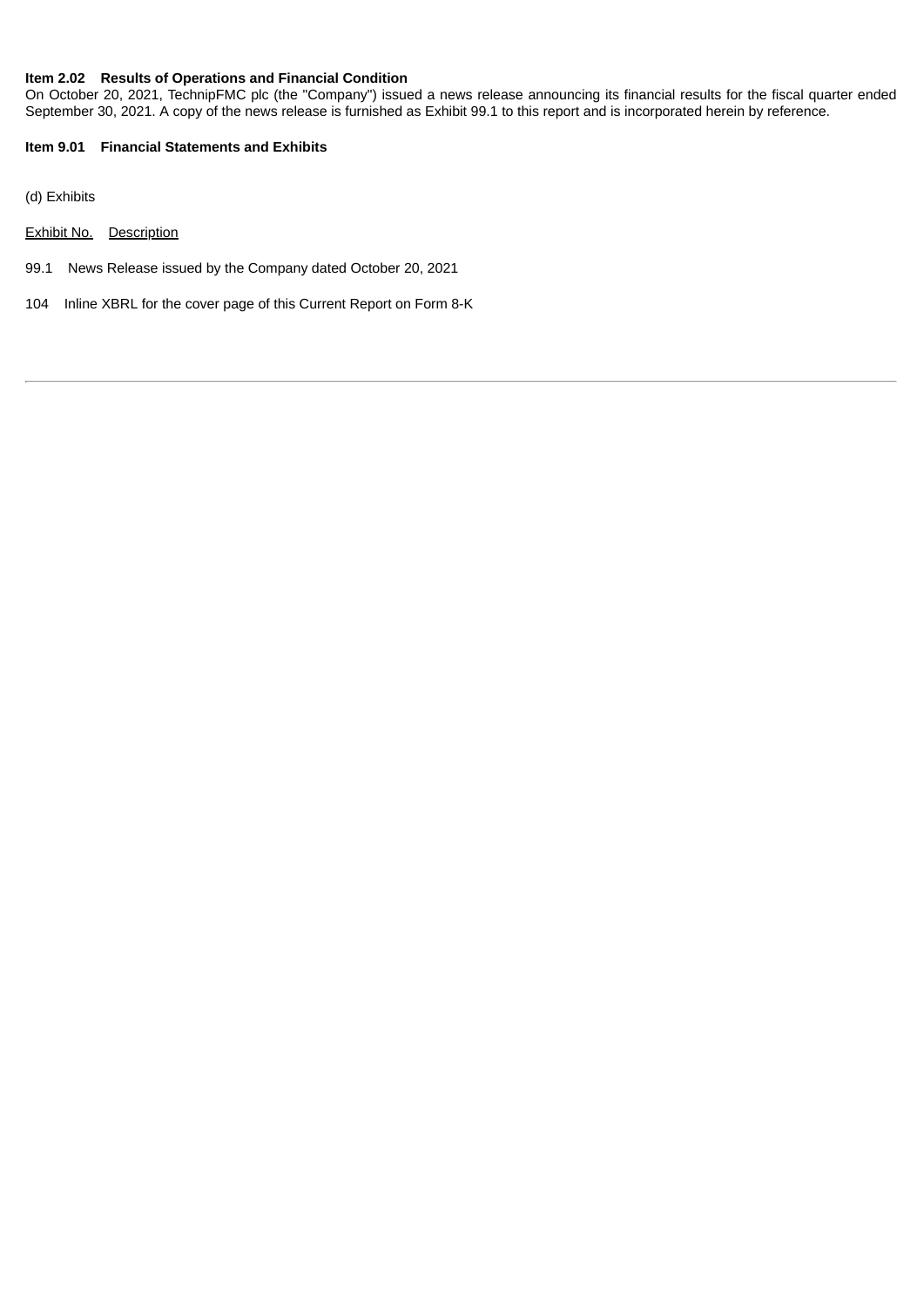**Item 2.02 Results of Operations and Financial Condition**

On October 20, 2021, TechnipFMC plc (the "Company") issued a news release announcing its financial results for the fiscal quarter ended September 30, 2021. A copy of the news release is furnished as Exhibit 99.1 to this report and is incorporated herein by reference.

**Item 9.01 Financial Statements and Exhibits**

(d) Exhibits

| Exhibit No. | Description |
|---|---|
| 99.1 | News Release issued by the Company dated October 20, 2021 |
| 104 | Inline XBRL for the cover page of this Current Report on Form 8-K |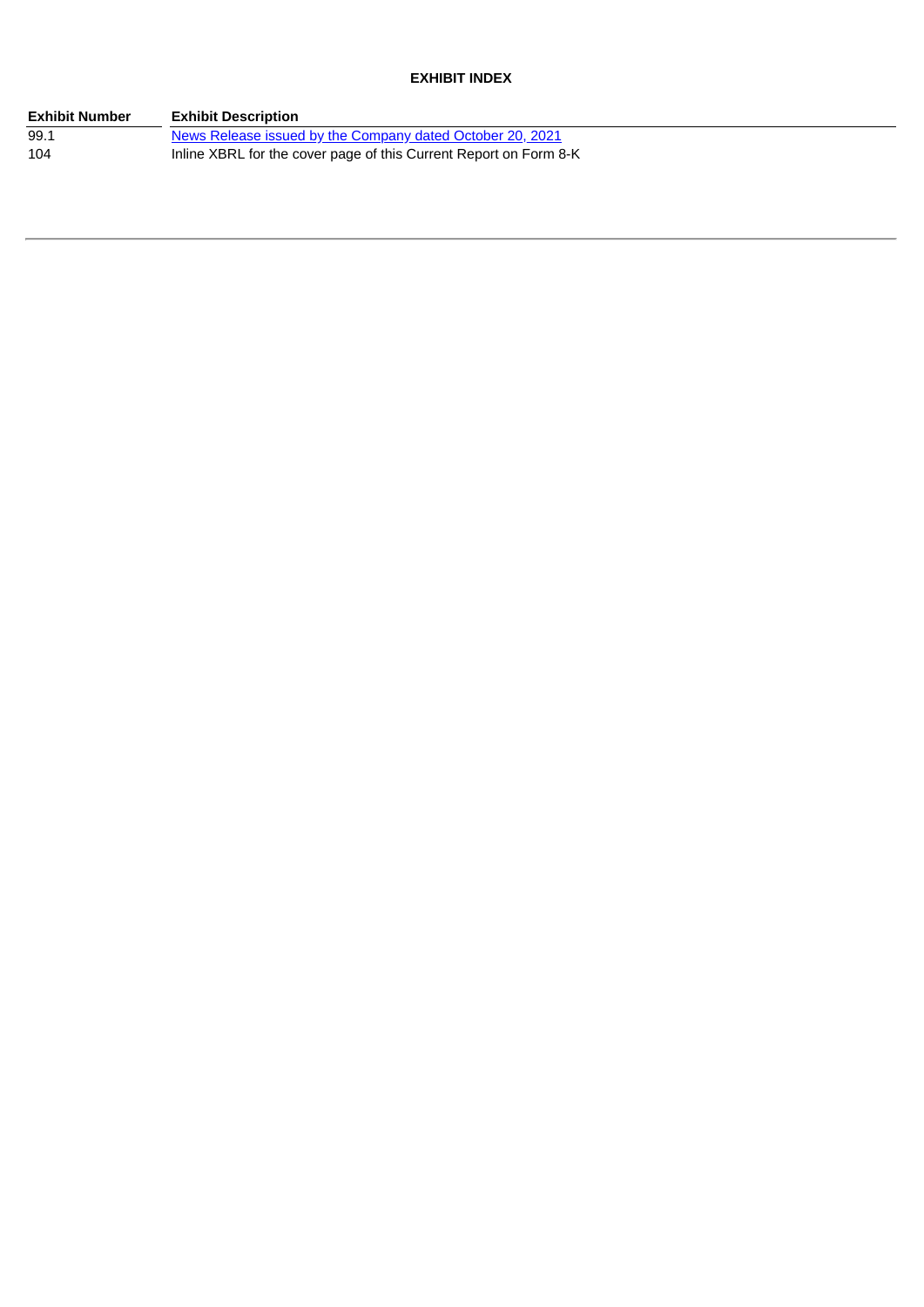**EXHIBIT INDEX**

| Exhibit Number | Exhibit Description |
| --- | --- |
| 99.1 | News Release issued by the Company dated October 20, 2021 |
| 104 | Inline XBRL for the cover page of this Current Report on Form 8-K |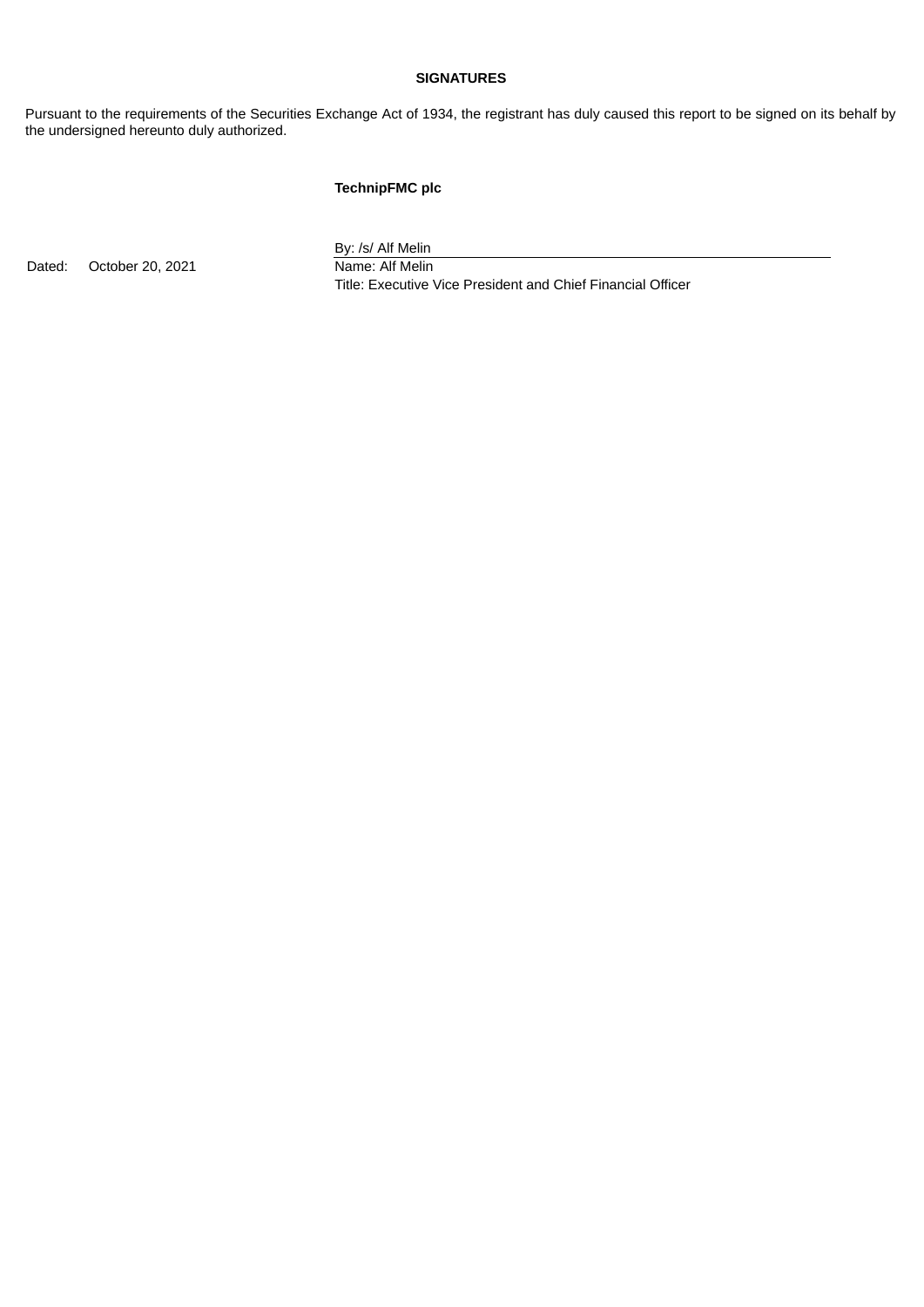**SIGNATURES**

Pursuant to the requirements of the Securities Exchange Act of 1934, the registrant has duly caused this report to be signed on its behalf by the undersigned hereunto duly authorized.

**TechnipFMC plc**

| | |
|---|---|
| | By: /s/ Alf Melin |
| Dated: October 20, 2021 | Name: Alf Melin |
| | Title: Executive Vice President and Chief Financial Officer |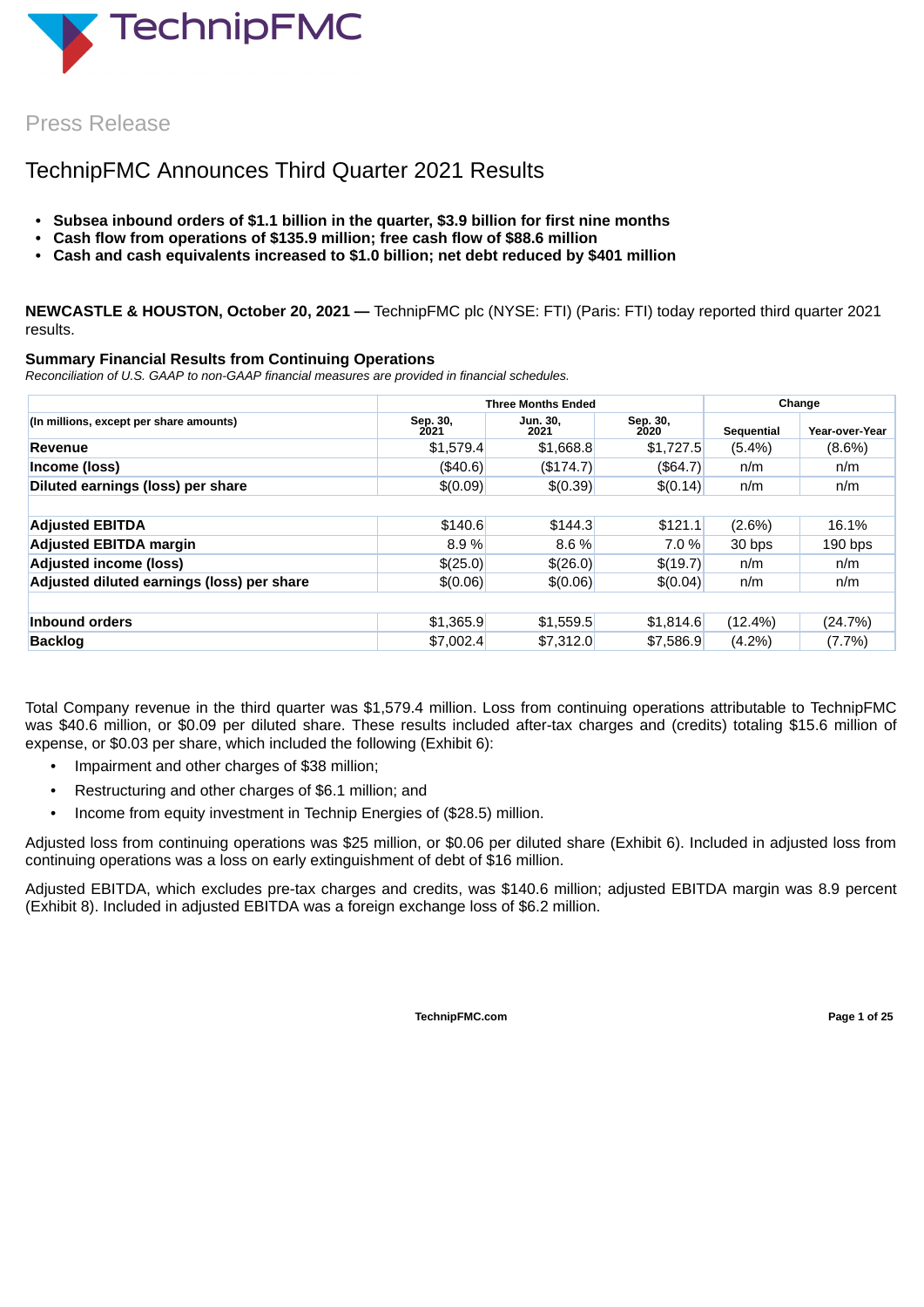# Press Release

## TechnipFMC Announces Third Quarter 2021 Results

- **Subsea inbound orders of $1.1 billion in the quarter, $3.9 billion for first nine months**
- **Cash flow from operations of $135.9 million; free cash flow of $88.6 million**
- **Cash and cash equivalents increased to $1.0 billion; net debt reduced by $401 million**

**NEWCASTLE & HOUSTON, October 20, 2021 —** TechnipFMC plc (NYSE: FTI) (Paris: FTI) today reported third quarter 2021 results.

### Summary Financial Results from Continuing Operations

*Reconciliation of U.S. GAAP to non-GAAP financial measures are provided in financial schedules.*

| (In millions, except per share amounts) | Three Months Ended | | | Change | |
|---|---|---|---|---|---|
| | Sep. 30, 2021 | Jun. 30, 2021 | Sep. 30, 2020 | Sequential | Year-over-Year |
| **Revenue** | $1,579.4 | $1,668.8 | $1,727.5 | (5.4%) | (8.6%) |
| **Income (loss)** | ($40.6) | ($174.7) | ($64.7) | n/m | n/m |
| **Diluted earnings (loss) per share** | $(0.09) | $(0.39) | $(0.14) | n/m | n/m |
| | | | | | |
| **Adjusted EBITDA** | $140.6 | $144.3 | $121.1 | (2.6%) | 16.1% |
| **Adjusted EBITDA margin** | 8.9 % | 8.6 % | 7.0 % | 30 bps | 190 bps |
| **Adjusted income (loss)** | $(25.0) | $(26.0) | $(19.7) | n/m | n/m |
| **Adjusted diluted earnings (loss) per share** | $(0.06) | $(0.06) | $(0.04) | n/m | n/m |
| | | | | | |
| **Inbound orders** | $1,365.9 | $1,559.5 | $1,814.6 | (12.4%) | (24.7%) |
| **Backlog** | $7,002.4 | $7,312.0 | $7,586.9 | (4.2%) | (7.7%) |

Total Company revenue in the third quarter was $1,579.4 million. Loss from continuing operations attributable to TechnipFMC was $40.6 million, or $0.09 per diluted share. These results included after-tax charges and (credits) totaling $15.6 million of expense, or $0.03 per share, which included the following (Exhibit 6):

- Impairment and other charges of $38 million;
- Restructuring and other charges of $6.1 million; and
- Income from equity investment in Technip Energies of ($28.5) million.

Adjusted loss from continuing operations was $25 million, or $0.06 per diluted share (Exhibit 6). Included in adjusted loss from continuing operations was a loss on early extinguishment of debt of $16 million.

Adjusted EBITDA, which excludes pre-tax charges and credits, was $140.6 million; adjusted EBITDA margin was 8.9 percent (Exhibit 8). Included in adjusted EBITDA was a foreign exchange loss of $6.2 million.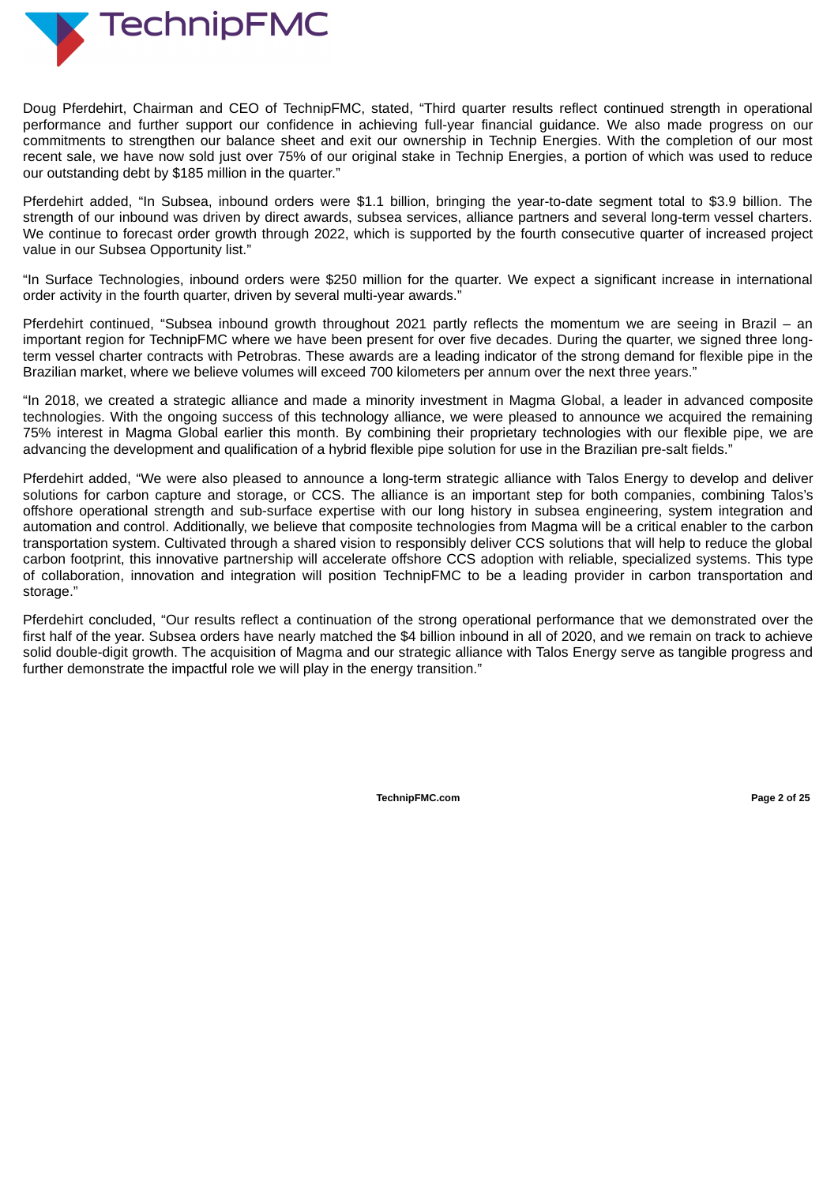Doug Pferdehirt, Chairman and CEO of TechnipFMC, stated, "Third quarter results reflect continued strength in operational performance and further support our confidence in achieving full-year financial guidance. We also made progress on our commitments to strengthen our balance sheet and exit our ownership in Technip Energies. With the completion of our most recent sale, we have now sold just over 75% of our original stake in Technip Energies, a portion of which was used to reduce our outstanding debt by $185 million in the quarter."

Pferdehirt added, "In Subsea, inbound orders were $1.1 billion, bringing the year-to-date segment total to $3.9 billion. The strength of our inbound was driven by direct awards, subsea services, alliance partners and several long-term vessel charters. We continue to forecast order growth through 2022, which is supported by the fourth consecutive quarter of increased project value in our Subsea Opportunity list."

"In Surface Technologies, inbound orders were $250 million for the quarter. We expect a significant increase in international order activity in the fourth quarter, driven by several multi-year awards."

Pferdehirt continued, "Subsea inbound growth throughout 2021 partly reflects the momentum we are seeing in Brazil – an important region for TechnipFMC where we have been present for over five decades. During the quarter, we signed three long-term vessel charter contracts with Petrobras. These awards are a leading indicator of the strong demand for flexible pipe in the Brazilian market, where we believe volumes will exceed 700 kilometers per annum over the next three years."

"In 2018, we created a strategic alliance and made a minority investment in Magma Global, a leader in advanced composite technologies. With the ongoing success of this technology alliance, we were pleased to announce we acquired the remaining 75% interest in Magma Global earlier this month. By combining their proprietary technologies with our flexible pipe, we are advancing the development and qualification of a hybrid flexible pipe solution for use in the Brazilian pre-salt fields."

Pferdehirt added, "We were also pleased to announce a long-term strategic alliance with Talos Energy to develop and deliver solutions for carbon capture and storage, or CCS. The alliance is an important step for both companies, combining Talos's offshore operational strength and sub-surface expertise with our long history in subsea engineering, system integration and automation and control. Additionally, we believe that composite technologies from Magma will be a critical enabler to the carbon transportation system. Cultivated through a shared vision to responsibly deliver CCS solutions that will help to reduce the global carbon footprint, this innovative partnership will accelerate offshore CCS adoption with reliable, specialized systems. This type of collaboration, innovation and integration will position TechnipFMC to be a leading provider in carbon transportation and storage."

Pferdehirt concluded, "Our results reflect a continuation of the strong operational performance that we demonstrated over the first half of the year. Subsea orders have nearly matched the $4 billion inbound in all of 2020, and we remain on track to achieve solid double-digit growth. The acquisition of Magma and our strategic alliance with Talos Energy serve as tangible progress and further demonstrate the impactful role we will play in the energy transition."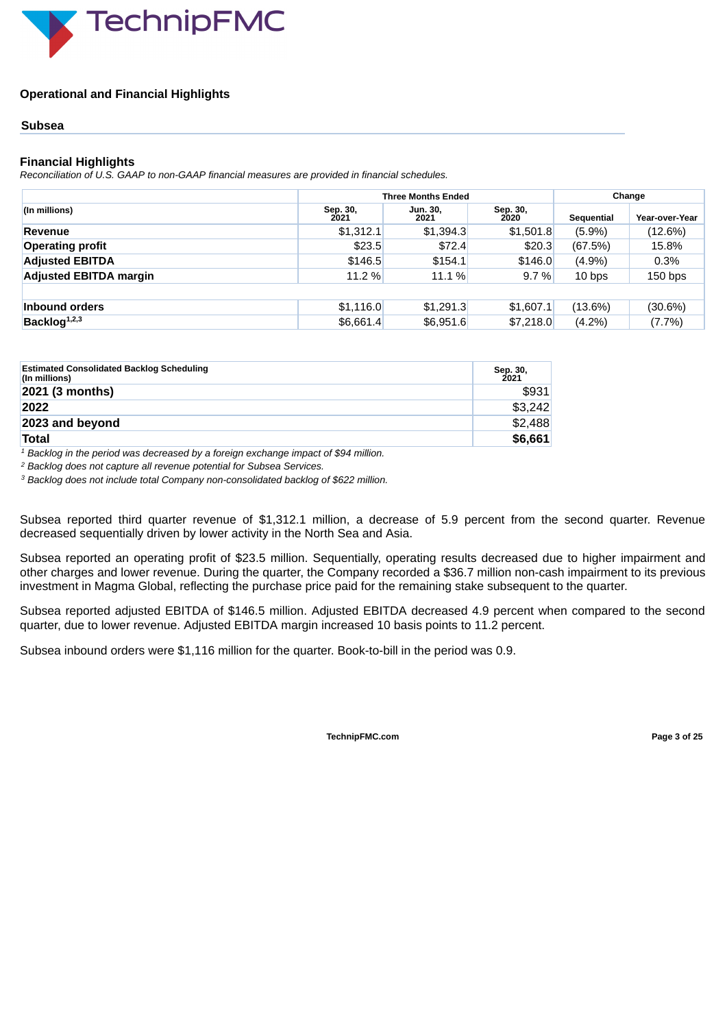## Operational and Financial Highlights

### Subsea

### Financial Highlights

*Reconciliation of U.S. GAAP to non-GAAP financial measures are provided in financial schedules.*

| | Three Months Ended | | | Change | |
|---|---|---|---|---|---|
| (In millions) | Sep. 30, 2021 | Jun. 30, 2021 | Sep. 30, 2020 | Sequential | Year-over-Year |
| **Revenue** | $1,312.1 | $1,394.3 | $1,501.8 | (5.9%) | (12.6%) |
| **Operating profit** | $23.5 | $72.4 | $20.3 | (67.5%) | 15.8% |
| **Adjusted EBITDA** | $146.5 | $154.1 | $146.0 | (4.9%) | 0.3% |
| **Adjusted EBITDA margin** | 11.2 % | 11.1 % | 9.7 % | 10 bps | 150 bps |
| | | | | | |
| **Inbound orders** | $1,116.0 | $1,291.3 | $1,607.1 | (13.6%) | (30.6%) |
| **Backlog**[1,2,3] | $6,661.4 | $6,951.6 | $7,218.0 | (4.2%) | (7.7%) |

| Estimated Consolidated Backlog Scheduling (In millions) | Sep. 30, 2021 |
|---|---|
| **2021 (3 months)** | $931 |
| **2022** | $3,242 |
| **2023 and beyond** | $2,488 |
| **Total** | **$6,661** |

*[1] Backlog in the period was decreased by a foreign exchange impact of $94 million.*

*[2] Backlog does not capture all revenue potential for Subsea Services.*

*[3] Backlog does not include total Company non-consolidated backlog of $622 million.*

Subsea reported third quarter revenue of $1,312.1 million, a decrease of 5.9 percent from the second quarter. Revenue decreased sequentially driven by lower activity in the North Sea and Asia.

Subsea reported an operating profit of $23.5 million. Sequentially, operating results decreased due to higher impairment and other charges and lower revenue. During the quarter, the Company recorded a $36.7 million non-cash impairment to its previous investment in Magma Global, reflecting the purchase price paid for the remaining stake subsequent to the quarter.

Subsea reported adjusted EBITDA of $146.5 million. Adjusted EBITDA decreased 4.9 percent when compared to the second quarter, due to lower revenue. Adjusted EBITDA margin increased 10 basis points to 11.2 percent.

Subsea inbound orders were $1,116 million for the quarter. Book-to-bill in the period was 0.9.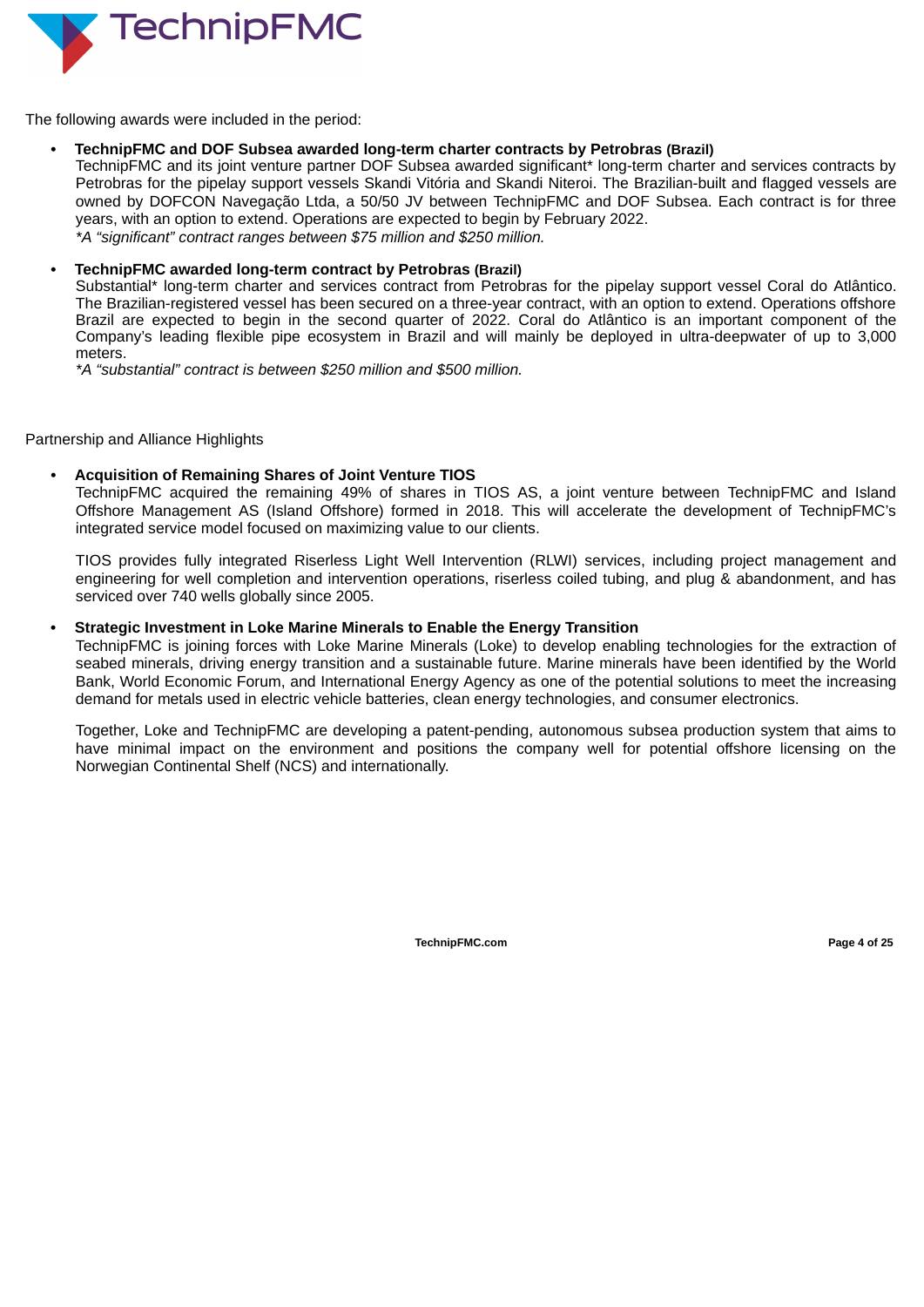The following awards were included in the period:

- **TechnipFMC and DOF Subsea awarded long-term charter contracts by Petrobras (Brazil)**
  TechnipFMC and its joint venture partner DOF Subsea awarded significant* long-term charter and services contracts by Petrobras for the pipelay support vessels Skandi Vitória and Skandi Niteroi. The Brazilian-built and flagged vessels are owned by DOFCON Navegação Ltda, a 50/50 JV between TechnipFMC and DOF Subsea. Each contract is for three years, with an option to extend. Operations are expected to begin by February 2022.
  *\*A "significant" contract ranges between $75 million and $250 million.*

- **TechnipFMC awarded long-term contract by Petrobras (Brazil)**
  Substantial* long-term charter and services contract from Petrobras for the pipelay support vessel Coral do Atlântico. The Brazilian-registered vessel has been secured on a three-year contract, with an option to extend. Operations offshore Brazil are expected to begin in the second quarter of 2022. Coral do Atlântico is an important component of the Company's leading flexible pipe ecosystem in Brazil and will mainly be deployed in ultra-deepwater of up to 3,000 meters.
  *\*A "substantial" contract is between $250 million and $500 million.*

Partnership and Alliance Highlights

- **Acquisition of Remaining Shares of Joint Venture TIOS**
  TechnipFMC acquired the remaining 49% of shares in TIOS AS, a joint venture between TechnipFMC and Island Offshore Management AS (Island Offshore) formed in 2018. This will accelerate the development of TechnipFMC's integrated service model focused on maximizing value to our clients.

  TIOS provides fully integrated Riserless Light Well Intervention (RLWI) services, including project management and engineering for well completion and intervention operations, riserless coiled tubing, and plug & abandonment, and has serviced over 740 wells globally since 2005.

- **Strategic Investment in Loke Marine Minerals to Enable the Energy Transition**
  TechnipFMC is joining forces with Loke Marine Minerals (Loke) to develop enabling technologies for the extraction of seabed minerals, driving energy transition and a sustainable future. Marine minerals have been identified by the World Bank, World Economic Forum, and International Energy Agency as one of the potential solutions to meet the increasing demand for metals used in electric vehicle batteries, clean energy technologies, and consumer electronics.

  Together, Loke and TechnipFMC are developing a patent-pending, autonomous subsea production system that aims to have minimal impact on the environment and positions the company well for potential offshore licensing on the Norwegian Continental Shelf (NCS) and internationally.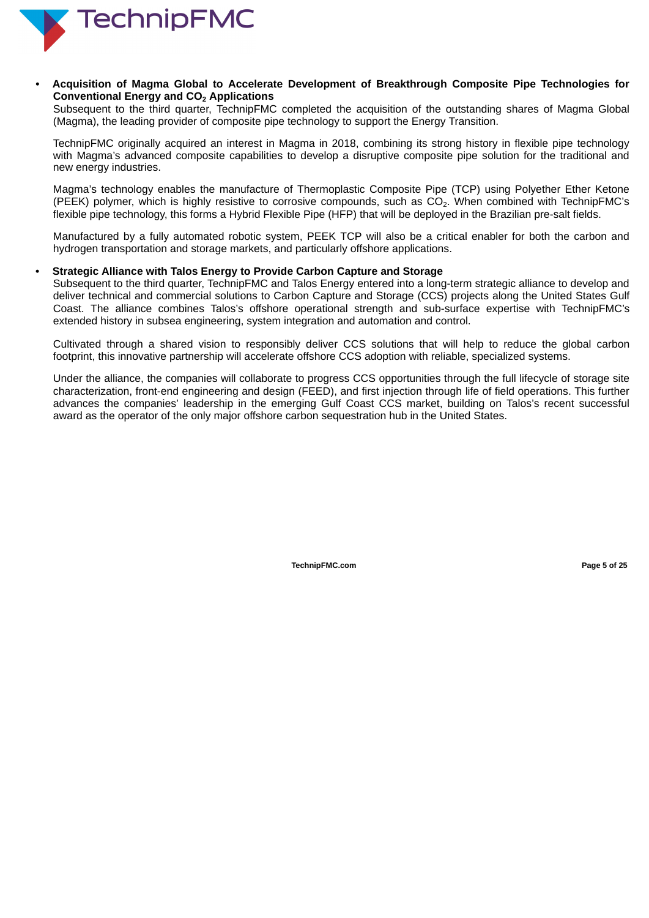- **Acquisition of Magma Global to Accelerate Development of Breakthrough Composite Pipe Technologies for Conventional Energy and $CO_2$ Applications**

  Subsequent to the third quarter, TechnipFMC completed the acquisition of the outstanding shares of Magma Global (Magma), the leading provider of composite pipe technology to support the Energy Transition.

  TechnipFMC originally acquired an interest in Magma in 2018, combining its strong history in flexible pipe technology with Magma's advanced composite capabilities to develop a disruptive composite pipe solution for the traditional and new energy industries.

  Magma's technology enables the manufacture of Thermoplastic Composite Pipe (TCP) using Polyether Ether Ketone (PEEK) polymer, which is highly resistive to corrosive compounds, such as $CO_2$. When combined with TechnipFMC's flexible pipe technology, this forms a Hybrid Flexible Pipe (HFP) that will be deployed in the Brazilian pre-salt fields.

  Manufactured by a fully automated robotic system, PEEK TCP will also be a critical enabler for both the carbon and hydrogen transportation and storage markets, and particularly offshore applications.

- **Strategic Alliance with Talos Energy to Provide Carbon Capture and Storage**

  Subsequent to the third quarter, TechnipFMC and Talos Energy entered into a long-term strategic alliance to develop and deliver technical and commercial solutions to Carbon Capture and Storage (CCS) projects along the United States Gulf Coast. The alliance combines Talos's offshore operational strength and sub-surface expertise with TechnipFMC's extended history in subsea engineering, system integration and automation and control.

  Cultivated through a shared vision to responsibly deliver CCS solutions that will help to reduce the global carbon footprint, this innovative partnership will accelerate offshore CCS adoption with reliable, specialized systems.

  Under the alliance, the companies will collaborate to progress CCS opportunities through the full lifecycle of storage site characterization, front-end engineering and design (FEED), and first injection through life of field operations. This further advances the companies' leadership in the emerging Gulf Coast CCS market, building on Talos's recent successful award as the operator of the only major offshore carbon sequestration hub in the United States.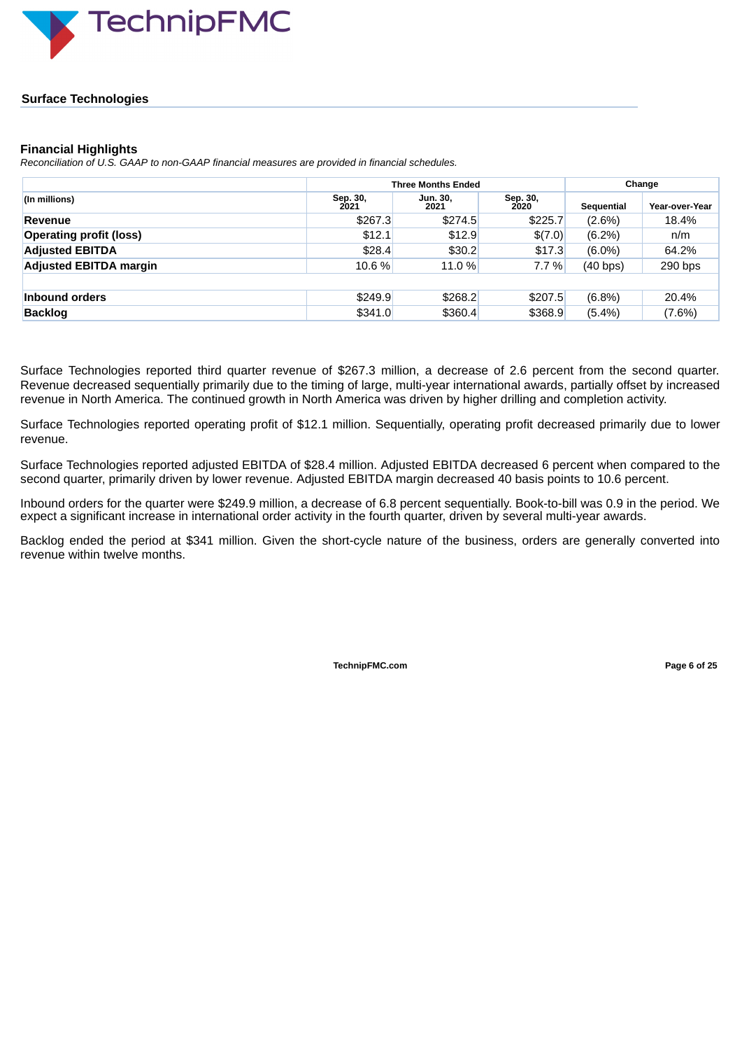## Surface Technologies

### Financial Highlights

*Reconciliation of U.S. GAAP to non-GAAP financial measures are provided in financial schedules.*

| | Three Months Ended | | | Change | |
|---|---|---|---|---|---|
| (In millions) | Sep. 30, 2021 | Jun. 30, 2021 | Sep. 30, 2020 | Sequential | Year-over-Year |
| **Revenue** | $267.3 | $274.5 | $225.7 | (2.6%) | 18.4% |
| **Operating profit (loss)** | $12.1 | $12.9 | $(7.0) | (6.2%) | n/m |
| **Adjusted EBITDA** | $28.4 | $30.2 | $17.3 | (6.0%) | 64.2% |
| **Adjusted EBITDA margin** | 10.6 % | 11.0 % | 7.7 % | (40 bps) | 290 bps |
| | | | | | |
| **Inbound orders** | $249.9 | $268.2 | $207.5 | (6.8%) | 20.4% |
| **Backlog** | $341.0 | $360.4 | $368.9 | (5.4%) | (7.6%) |

Surface Technologies reported third quarter revenue of $267.3 million, a decrease of 2.6 percent from the second quarter. Revenue decreased sequentially primarily due to the timing of large, multi-year international awards, partially offset by increased revenue in North America. The continued growth in North America was driven by higher drilling and completion activity.

Surface Technologies reported operating profit of $12.1 million. Sequentially, operating profit decreased primarily due to lower revenue.

Surface Technologies reported adjusted EBITDA of $28.4 million. Adjusted EBITDA decreased 6 percent when compared to the second quarter, primarily driven by lower revenue. Adjusted EBITDA margin decreased 40 basis points to 10.6 percent.

Inbound orders for the quarter were $249.9 million, a decrease of 6.8 percent sequentially. Book-to-bill was 0.9 in the period. We expect a significant increase in international order activity in the fourth quarter, driven by several multi-year awards.

Backlog ended the period at $341 million. Given the short-cycle nature of the business, orders are generally converted into revenue within twelve months.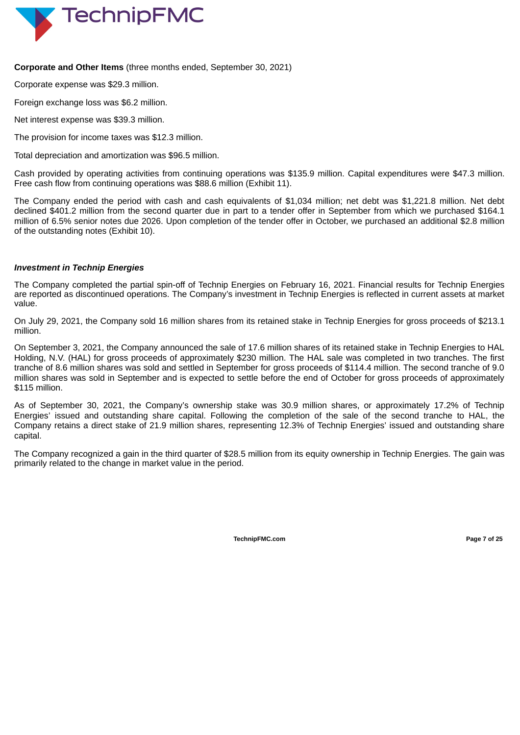**Corporate and Other Items** (three months ended, September 30, 2021)

Corporate expense was $29.3 million.

Foreign exchange loss was $6.2 million.

Net interest expense was $39.3 million.

The provision for income taxes was $12.3 million.

Total depreciation and amortization was $96.5 million.

Cash provided by operating activities from continuing operations was $135.9 million. Capital expenditures were $47.3 million. Free cash flow from continuing operations was $88.6 million (Exhibit 11).

The Company ended the period with cash and cash equivalents of $1,034 million; net debt was $1,221.8 million. Net debt declined $401.2 million from the second quarter due in part to a tender offer in September from which we purchased $164.1 million of 6.5% senior notes due 2026. Upon completion of the tender offer in October, we purchased an additional $2.8 million of the outstanding notes (Exhibit 10).

***Investment in Technip Energies***

The Company completed the partial spin-off of Technip Energies on February 16, 2021. Financial results for Technip Energies are reported as discontinued operations. The Company's investment in Technip Energies is reflected in current assets at market value.

On July 29, 2021, the Company sold 16 million shares from its retained stake in Technip Energies for gross proceeds of $213.1 million.

On September 3, 2021, the Company announced the sale of 17.6 million shares of its retained stake in Technip Energies to HAL Holding, N.V. (HAL) for gross proceeds of approximately $230 million. The HAL sale was completed in two tranches. The first tranche of 8.6 million shares was sold and settled in September for gross proceeds of $114.4 million. The second tranche of 9.0 million shares was sold in September and is expected to settle before the end of October for gross proceeds of approximately $115 million.

As of September 30, 2021, the Company's ownership stake was 30.9 million shares, or approximately 17.2% of Technip Energies' issued and outstanding share capital. Following the completion of the sale of the second tranche to HAL, the Company retains a direct stake of 21.9 million shares, representing 12.3% of Technip Energies' issued and outstanding share capital.

The Company recognized a gain in the third quarter of $28.5 million from its equity ownership in Technip Energies. The gain was primarily related to the change in market value in the period.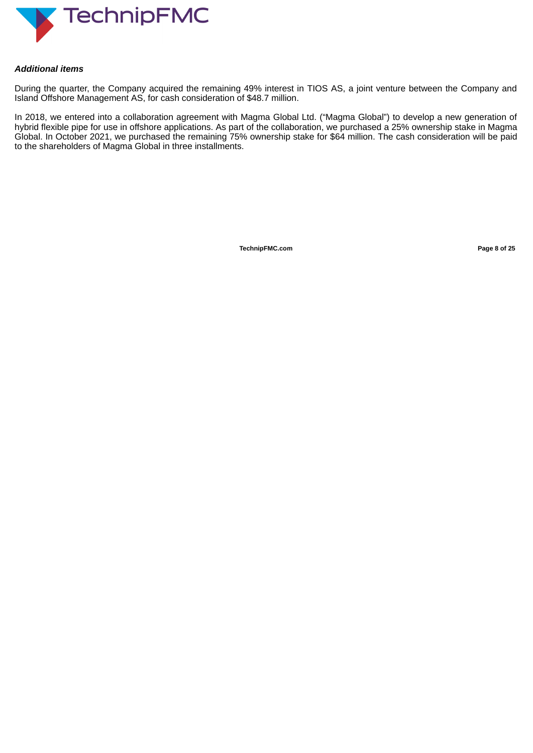***Additional items***

During the quarter, the Company acquired the remaining 49% interest in TIOS AS, a joint venture between the Company and Island Offshore Management AS, for cash consideration of $48.7 million.

In 2018, we entered into a collaboration agreement with Magma Global Ltd. ("Magma Global") to develop a new generation of hybrid flexible pipe for use in offshore applications. As part of the collaboration, we purchased a 25% ownership stake in Magma Global. In October 2021, we purchased the remaining 75% ownership stake for $64 million. The cash consideration will be paid to the shareholders of Magma Global in three installments.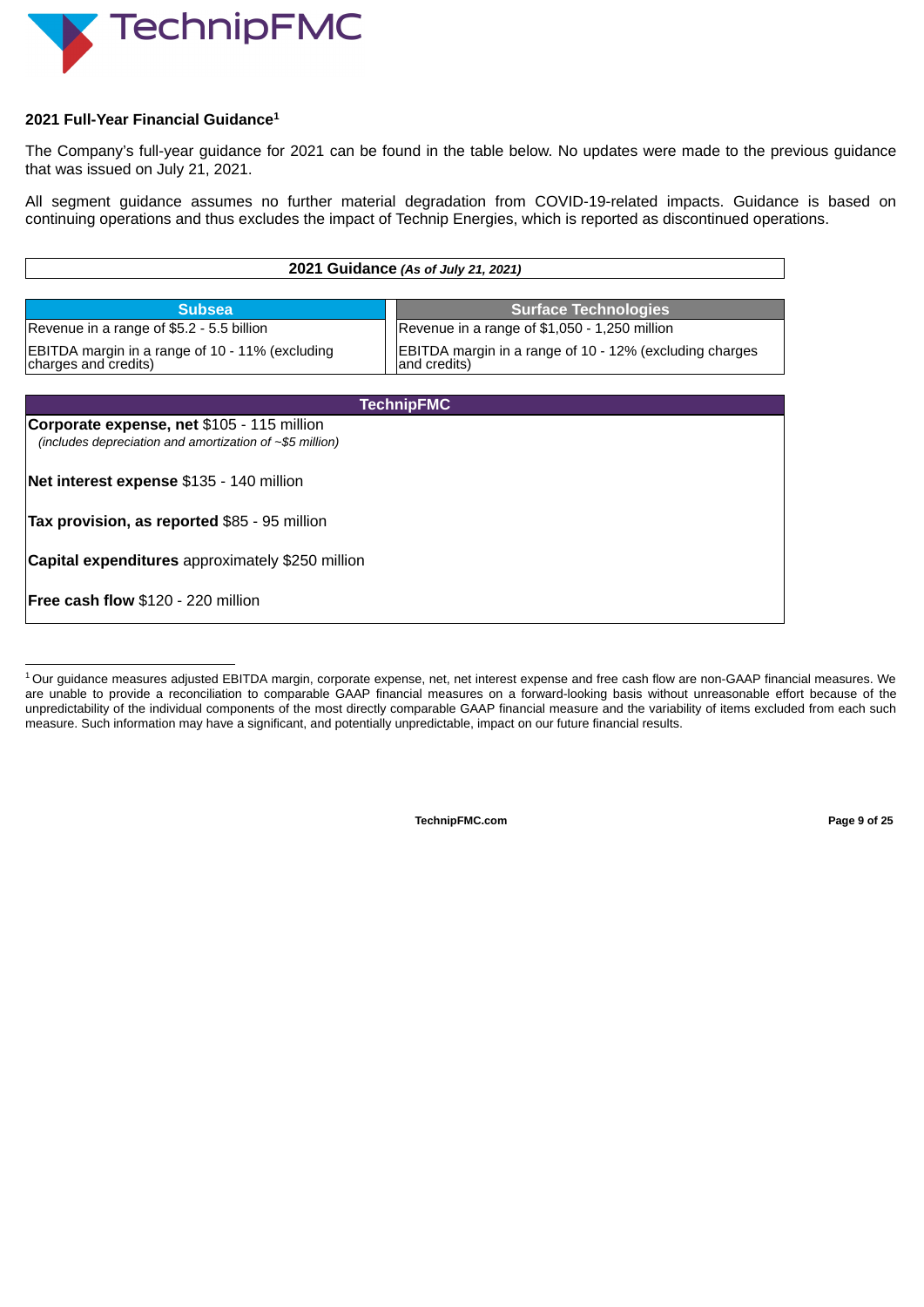## 2021 Full-Year Financial Guidance[1]

The Company's full-year guidance for 2021 can be found in the table below. No updates were made to the previous guidance that was issued on July 21, 2021.

All segment guidance assumes no further material degradation from COVID-19-related impacts. Guidance is based on continuing operations and thus excludes the impact of Technip Energies, which is reported as discontinued operations.

**2021 Guidance** *(As of July 21, 2021)*

| Subsea | Surface Technologies |
|---|---|
| Revenue in a range of $5.2 - 5.5 billion | Revenue in a range of $1,050 - 1,250 million |
| EBITDA margin in a range of 10 - 11% (excluding charges and credits) | EBITDA margin in a range of 10 - 12% (excluding charges and credits) |

| TechnipFMC |
|---|
| **Corporate expense, net** $105 - 115 million *(includes depreciation and amortization of ~$5 million)* |
| **Net interest expense** $135 - 140 million |
| **Tax provision, as reported** $85 - 95 million |
| **Capital expenditures** approximately $250 million |
| **Free cash flow** $120 - 220 million |

[1] Our guidance measures adjusted EBITDA margin, corporate expense, net, net interest expense and free cash flow are non-GAAP financial measures. We are unable to provide a reconciliation to comparable GAAP financial measures on a forward-looking basis without unreasonable effort because of the unpredictability of the individual components of the most directly comparable GAAP financial measure and the variability of items excluded from each such measure. Such information may have a significant, and potentially unpredictable, impact on our future financial results.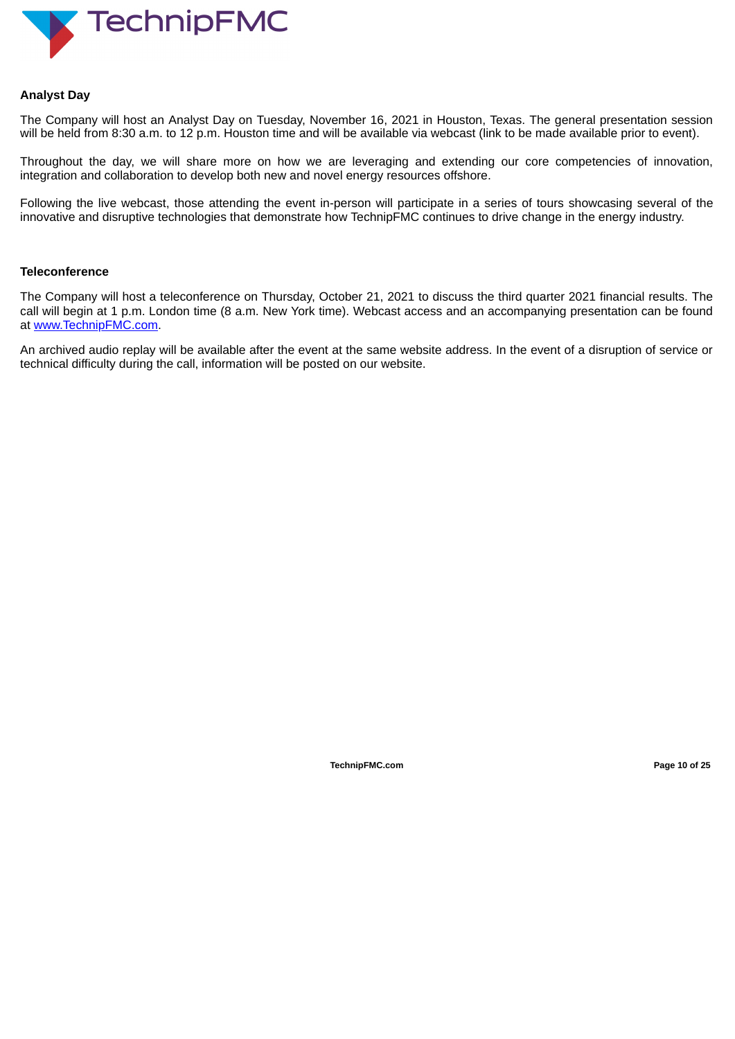## Analyst Day

The Company will host an Analyst Day on Tuesday, November 16, 2021 in Houston, Texas. The general presentation session will be held from 8:30 a.m. to 12 p.m. Houston time and will be available via webcast (link to be made available prior to event).

Throughout the day, we will share more on how we are leveraging and extending our core competencies of innovation, integration and collaboration to develop both new and novel energy resources offshore.

Following the live webcast, those attending the event in-person will participate in a series of tours showcasing several of the innovative and disruptive technologies that demonstrate how TechnipFMC continues to drive change in the energy industry.

## Teleconference

The Company will host a teleconference on Thursday, October 21, 2021 to discuss the third quarter 2021 financial results. The call will begin at 1 p.m. London time (8 a.m. New York time). Webcast access and an accompanying presentation can be found at www.TechnipFMC.com.

An archived audio replay will be available after the event at the same website address. In the event of a disruption of service or technical difficulty during the call, information will be posted on our website.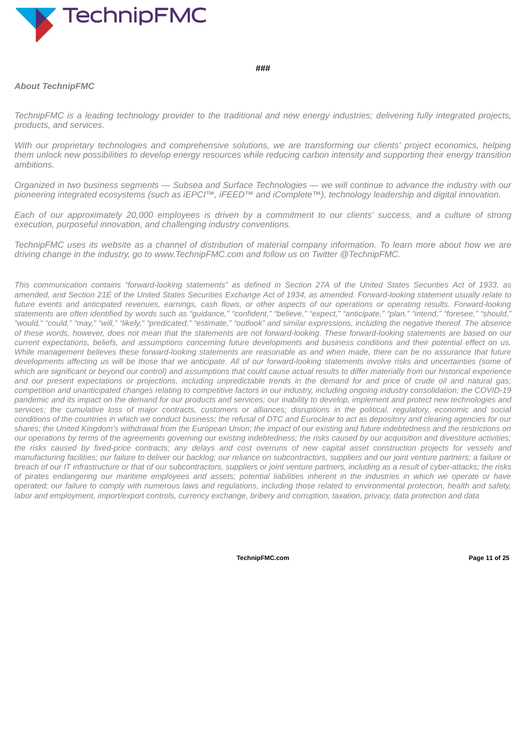###

***About TechnipFMC***

*TechnipFMC is a leading technology provider to the traditional and new energy industries; delivering fully integrated projects, products, and services.*

*With our proprietary technologies and comprehensive solutions, we are transforming our clients' project economics, helping them unlock new possibilities to develop energy resources while reducing carbon intensity and supporting their energy transition ambitions.*

*Organized in two business segments — Subsea and Surface Technologies — we will continue to advance the industry with our pioneering integrated ecosystems (such as iEPCI™, iFEED™ and iComplete™), technology leadership and digital innovation.*

*Each of our approximately 20,000 employees is driven by a commitment to our clients' success, and a culture of strong execution, purposeful innovation, and challenging industry conventions.*

*TechnipFMC uses its website as a channel of distribution of material company information. To learn more about how we are driving change in the industry, go to www.TechnipFMC.com and follow us on Twitter @TechnipFMC.*

*This communication contains "forward-looking statements" as defined in Section 27A of the United States Securities Act of 1933, as amended, and Section 21E of the United States Securities Exchange Act of 1934, as amended. Forward-looking statement usually relate to future events and anticipated revenues, earnings, cash flows, or other aspects of our operations or operating results. Forward-looking statements are often identified by words such as "guidance," "confident," "believe," "expect," "anticipate," "plan," "intend," "foresee," "should," "would," "could," "may," "will," "likely," "predicated," "estimate," "outlook" and similar expressions, including the negative thereof. The absence of these words, however, does not mean that the statements are not forward-looking. These forward-looking statements are based on our current expectations, beliefs, and assumptions concerning future developments and business conditions and their potential effect on us. While management believes these forward-looking statements are reasonable as and when made, there can be no assurance that future developments affecting us will be those that we anticipate. All of our forward-looking statements involve risks and uncertainties (some of which are significant or beyond our control) and assumptions that could cause actual results to differ materially from our historical experience and our present expectations or projections, including unpredictable trends in the demand for and price of crude oil and natural gas; competition and unanticipated changes relating to competitive factors in our industry, including ongoing industry consolidation; the COVID-19 pandemic and its impact on the demand for our products and services; our inability to develop, implement and protect new technologies and services; the cumulative loss of major contracts, customers or alliances; disruptions in the political, regulatory, economic and social conditions of the countries in which we conduct business; the refusal of DTC and Euroclear to act as depository and clearing agencies for our shares; the United Kingdom's withdrawal from the European Union; the impact of our existing and future indebtedness and the restrictions on our operations by terms of the agreements governing our existing indebtedness; the risks caused by our acquisition and divestiture activities; the risks caused by fixed-price contracts; any delays and cost overruns of new capital asset construction projects for vessels and manufacturing facilities; our failure to deliver our backlog; our reliance on subcontractors, suppliers and our joint venture partners; a failure or breach of our IT infrastructure or that of our subcontractors, suppliers or joint venture partners, including as a result of cyber-attacks; the risks of pirates endangering our maritime employees and assets; potential liabilities inherent in the industries in which we operate or have operated; our failure to comply with numerous laws and regulations, including those related to environmental protection, health and safety, labor and employment, import/export controls, currency exchange, bribery and corruption, taxation, privacy, data protection and data*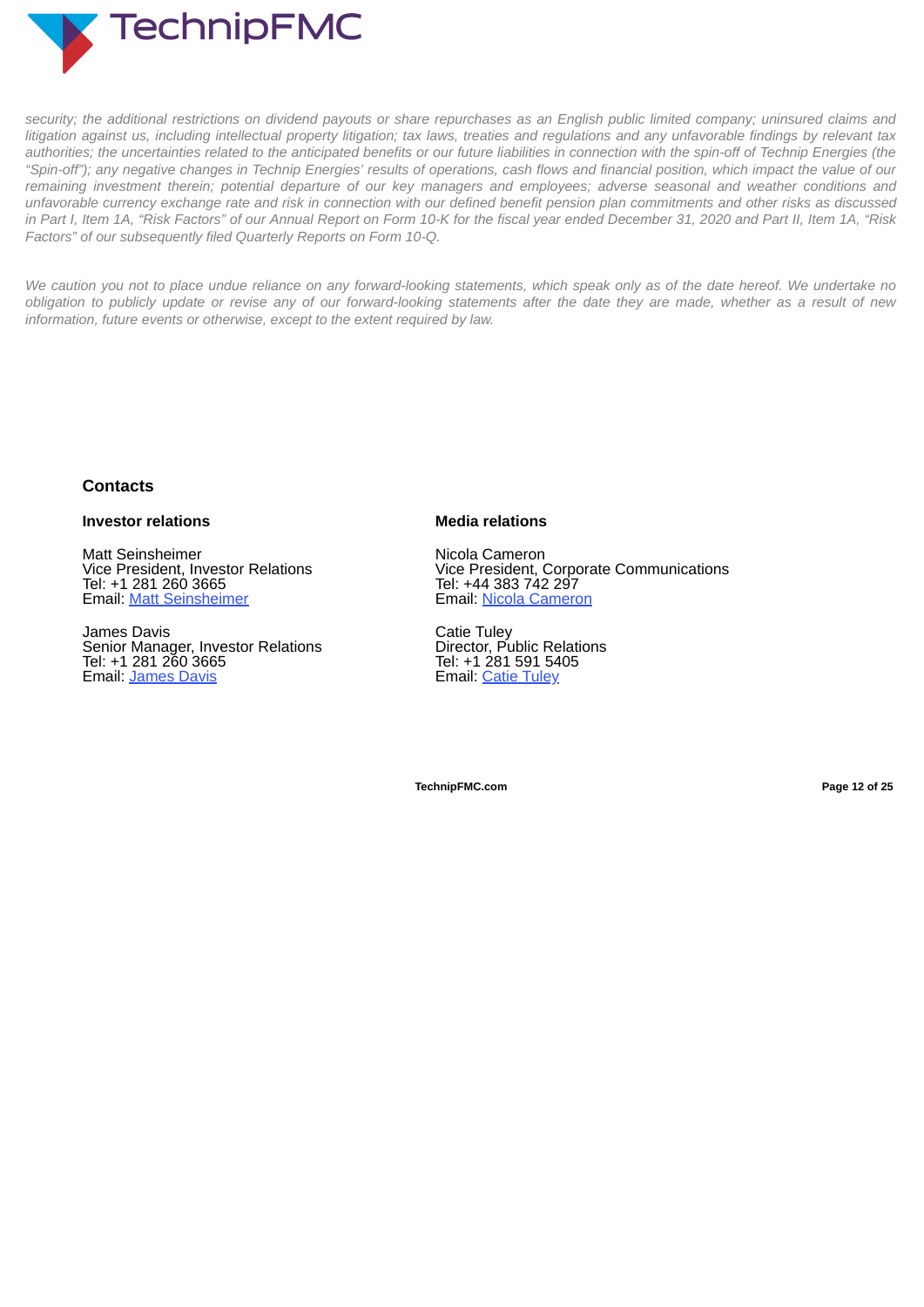*security; the additional restrictions on dividend payouts or share repurchases as an English public limited company; uninsured claims and litigation against us, including intellectual property litigation; tax laws, treaties and regulations and any unfavorable findings by relevant tax authorities; the uncertainties related to the anticipated benefits or our future liabilities in connection with the spin-off of Technip Energies (the "Spin-off"); any negative changes in Technip Energies' results of operations, cash flows and financial position, which impact the value of our remaining investment therein; potential departure of our key managers and employees; adverse seasonal and weather conditions and unfavorable currency exchange rate and risk in connection with our defined benefit pension plan commitments and other risks as discussed in Part I, Item 1A, "Risk Factors" of our Annual Report on Form 10-K for the fiscal year ended December 31, 2020 and Part II, Item 1A, "Risk Factors" of our subsequently filed Quarterly Reports on Form 10-Q.*

*We caution you not to place undue reliance on any forward-looking statements, which speak only as of the date hereof. We undertake no obligation to publicly update or revise any of our forward-looking statements after the date they are made, whether as a result of new information, future events or otherwise, except to the extent required by law.*

## Contacts

### Investor relations

Matt Seinsheimer
Vice President, Investor Relations
Tel: +1 281 260 3665
Email: Matt Seinsheimer

James Davis
Senior Manager, Investor Relations
Tel: +1 281 260 3665
Email: James Davis

### Media relations

Nicola Cameron
Vice President, Corporate Communications
Tel: +44 383 742 297
Email: Nicola Cameron

Catie Tuley
Director, Public Relations
Tel: +1 281 591 5405
Email: Catie Tuley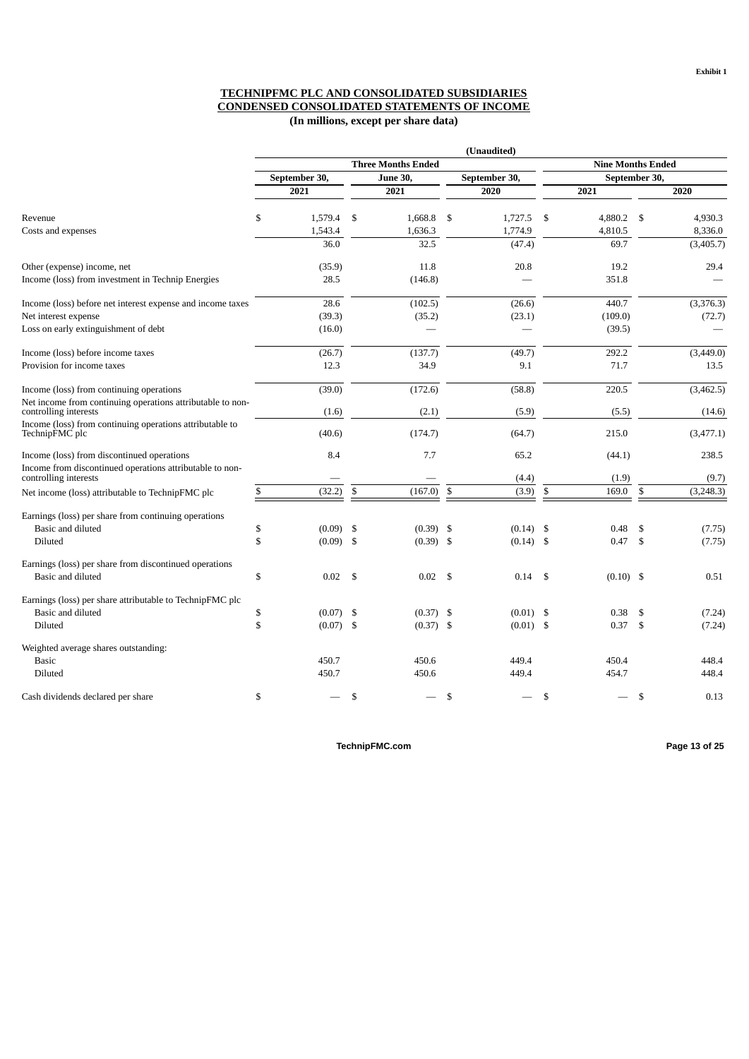**Exhibit 1**

# TECHNIPFMC PLC AND CONSOLIDATED SUBSIDIARIES
## CONDENSED CONSOLIDATED STATEMENTS OF INCOME
### (In millions, except per share data)

| | (Unaudited) | | | | |
|---|---|---|---|---|---|
| | Three Months Ended | | | Nine Months Ended | |
| | September 30, | June 30, | September 30, | September 30, | |
| | 2021 | 2021 | 2020 | 2021 | 2020 |
| Revenue | $ 1,579.4 | $ 1,668.8 | $ 1,727.5 | $ 4,880.2 | $ 4,930.3 |
| Costs and expenses | 1,543.4 | 1,636.3 | 1,774.9 | 4,810.5 | 8,336.0 |
| | 36.0 | 32.5 | (47.4) | 69.7 | (3,405.7) |
| Other (expense) income, net | (35.9) | 11.8 | 20.8 | 19.2 | 29.4 |
| Income (loss) from investment in Technip Energies | 28.5 | (146.8) | — | 351.8 | — |
| Income (loss) before net interest expense and income taxes | 28.6 | (102.5) | (26.6) | 440.7 | (3,376.3) |
| Net interest expense | (39.3) | (35.2) | (23.1) | (109.0) | (72.7) |
| Loss on early extinguishment of debt | (16.0) | — | — | (39.5) | — |
| Income (loss) before income taxes | (26.7) | (137.7) | (49.7) | 292.2 | (3,449.0) |
| Provision for income taxes | 12.3 | 34.9 | 9.1 | 71.7 | 13.5 |
| Income (loss) from continuing operations | (39.0) | (172.6) | (58.8) | 220.5 | (3,462.5) |
| Net income from continuing operations attributable to non-controlling interests | (1.6) | (2.1) | (5.9) | (5.5) | (14.6) |
| Income (loss) from continuing operations attributable to TechnipFMC plc | (40.6) | (174.7) | (64.7) | 215.0 | (3,477.1) |
| Income (loss) from discontinued operations | 8.4 | 7.7 | 65.2 | (44.1) | 238.5 |
| Income from discontinued operations attributable to non-controlling interests | — | — | (4.4) | (1.9) | (9.7) |
| Net income (loss) attributable to TechnipFMC plc | $ (32.2) | $ (167.0) | $ (3.9) | $ 169.0 | $ (3,248.3) |
| Earnings (loss) per share from continuing operations | | | | | |
| Basic and diluted | $ (0.09) | $ (0.39) | $ (0.14) | $ 0.48 | $ (7.75) |
| Diluted | $ (0.09) | $ (0.39) | $ (0.14) | $ 0.47 | $ (7.75) |
| Earnings (loss) per share from discontinued operations | | | | | |
| Basic and diluted | $ 0.02 | $ 0.02 | $ 0.14 | $ (0.10) | $ 0.51 |
| Earnings (loss) per share attributable to TechnipFMC plc | | | | | |
| Basic and diluted | $ (0.07) | $ (0.37) | $ (0.01) | $ 0.38 | $ (7.24) |
| Diluted | $ (0.07) | $ (0.37) | $ (0.01) | $ 0.37 | $ (7.24) |
| Weighted average shares outstanding: | | | | | |
| Basic | 450.7 | 450.6 | 449.4 | 450.4 | 448.4 |
| Diluted | 450.7 | 450.6 | 449.4 | 454.7 | 448.4 |
| Cash dividends declared per share | $ — | $ — | $ — | $ — | $ 0.13 |

TechnipFMC.com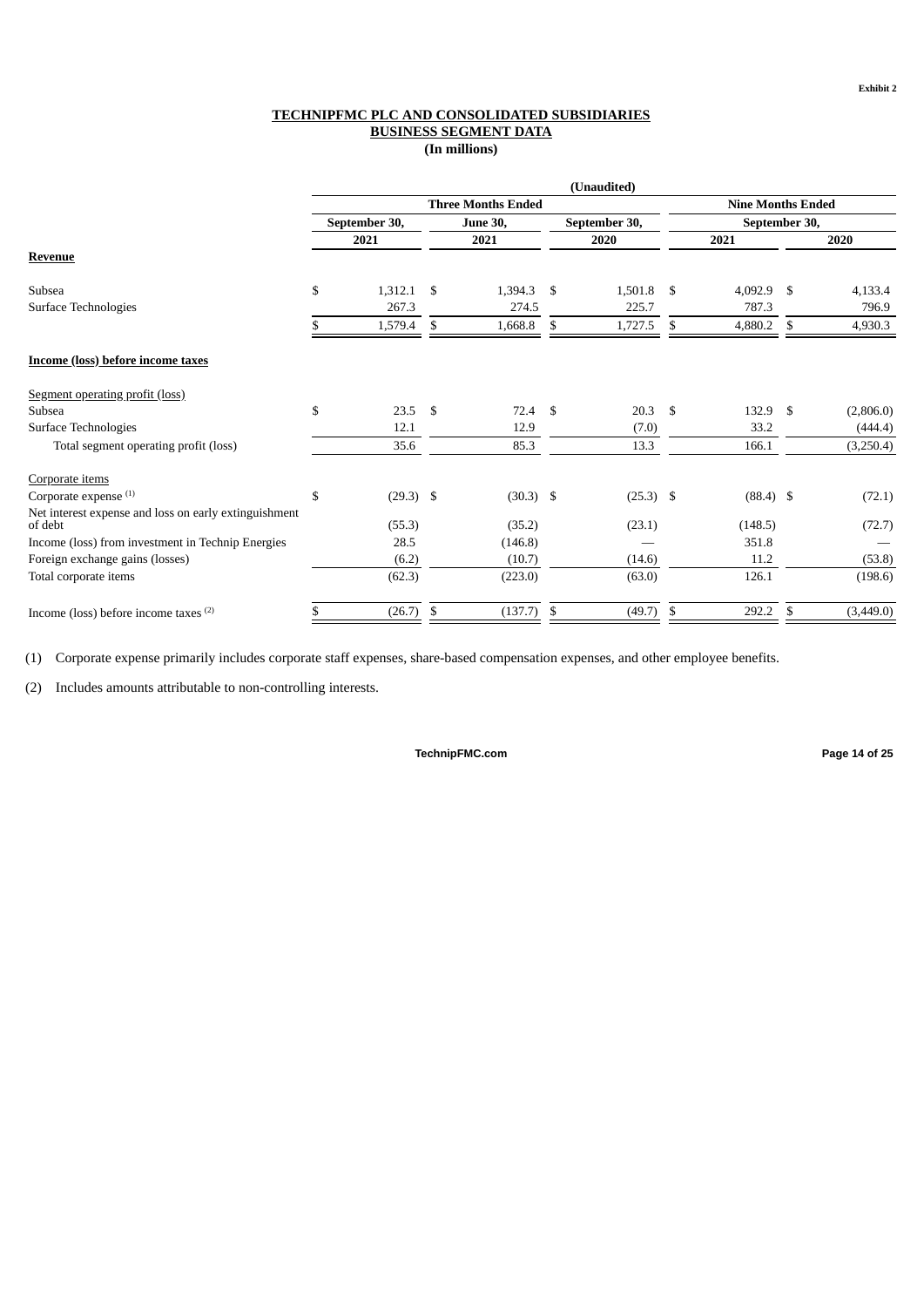Exhibit 2

**TECHNIPFMC PLC AND CONSOLIDATED SUBSIDIARIES**
**BUSINESS SEGMENT DATA**
**(In millions)**

| | (Unaudited) | | | | |
|---|---|---|---|---|---|
| | Three Months Ended | | | Nine Months Ended | |
| | September 30, 2021 | June 30, 2021 | September 30, 2020 | September 30, 2021 | September 30, 2020 |
| **Revenue** | | | | | |
| Subsea | $ 1,312.1 | $ 1,394.3 | $ 1,501.8 | $ 4,092.9 | $ 4,133.4 |
| Surface Technologies | 267.3 | 274.5 | 225.7 | 787.3 | 796.9 |
| | $ 1,579.4 | $ 1,668.8 | $ 1,727.5 | $ 4,880.2 | $ 4,930.3 |
| **Income (loss) before income taxes** | | | | | |
| Segment operating profit (loss) | | | | | |
| Subsea | $ 23.5 | $ 72.4 | $ 20.3 | $ 132.9 | $ (2,806.0) |
| Surface Technologies | 12.1 | 12.9 | (7.0) | 33.2 | (444.4) |
| Total segment operating profit (loss) | 35.6 | 85.3 | 13.3 | 166.1 | (3,250.4) |
| Corporate items | | | | | |
| Corporate expense [(1)] | $ (29.3) | $ (30.3) | $ (25.3) | $ (88.4) | $ (72.1) |
| Net interest expense and loss on early extinguishment of debt | (55.3) | (35.2) | (23.1) | (148.5) | (72.7) |
| Income (loss) from investment in Technip Energies | 28.5 | (146.8) | — | 351.8 | — |
| Foreign exchange gains (losses) | (6.2) | (10.7) | (14.6) | 11.2 | (53.8) |
| Total corporate items | (62.3) | (223.0) | (63.0) | 126.1 | (198.6) |
| Income (loss) before income taxes [(2)] | $ (26.7) | $ (137.7) | $ (49.7) | $ 292.2 | $ (3,449.0) |

(1) Corporate expense primarily includes corporate staff expenses, share-based compensation expenses, and other employee benefits.

(2) Includes amounts attributable to non-controlling interests.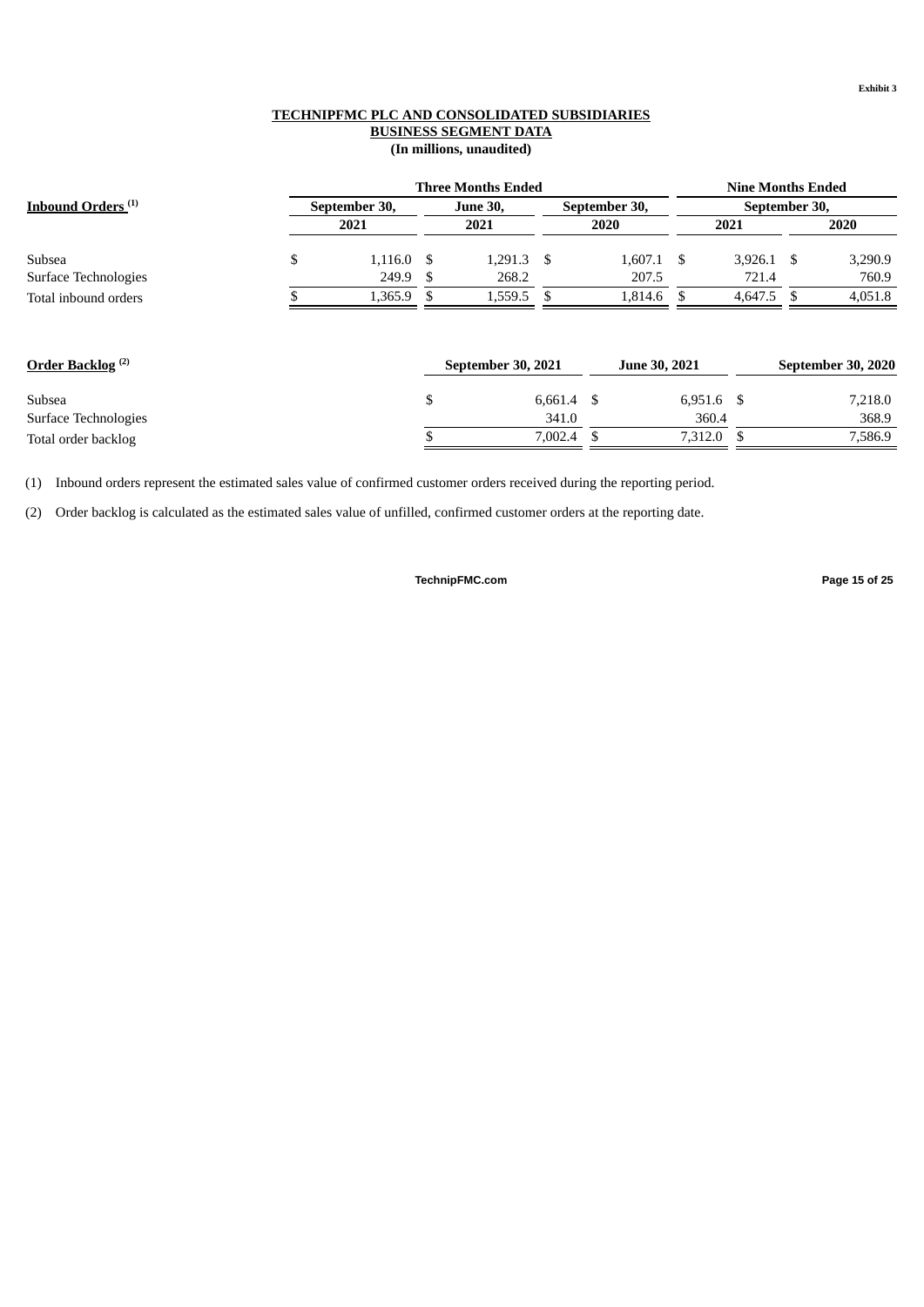Exhibit 3

**TECHNIPFMC PLC AND CONSOLIDATED SUBSIDIARIES**
**BUSINESS SEGMENT DATA**
**(In millions, unaudited)**

| **Inbound Orders** [(1)] | **Three Months Ended** | | | **Nine Months Ended** | |
|---|---|---|---|---|---|
| | **September 30, 2021** | **June 30, 2021** | **September 30, 2020** | **September 30, 2021** | **September 30, 2020** |
| Subsea | $ 1,116.0 | $ 1,291.3 | $ 1,607.1 | $ 3,926.1 | $ 3,290.9 |
| Surface Technologies | 249.9 | $ 268.2 | 207.5 | 721.4 | 760.9 |
| Total inbound orders | $ 1,365.9 | $ 1,559.5 | $ 1,814.6 | $ 4,647.5 | $ 4,051.8 |

| **Order Backlog** [(2)] | **September 30, 2021** | **June 30, 2021** | **September 30, 2020** |
|---|---|---|---|
| Subsea | $ 6,661.4 | $ 6,951.6 | $ 7,218.0 |
| Surface Technologies | 341.0 | 360.4 | 368.9 |
| Total order backlog | $ 7,002.4 | $ 7,312.0 | $ 7,586.9 |

(1) Inbound orders represent the estimated sales value of confirmed customer orders received during the reporting period.

(2) Order backlog is calculated as the estimated sales value of unfilled, confirmed customer orders at the reporting date.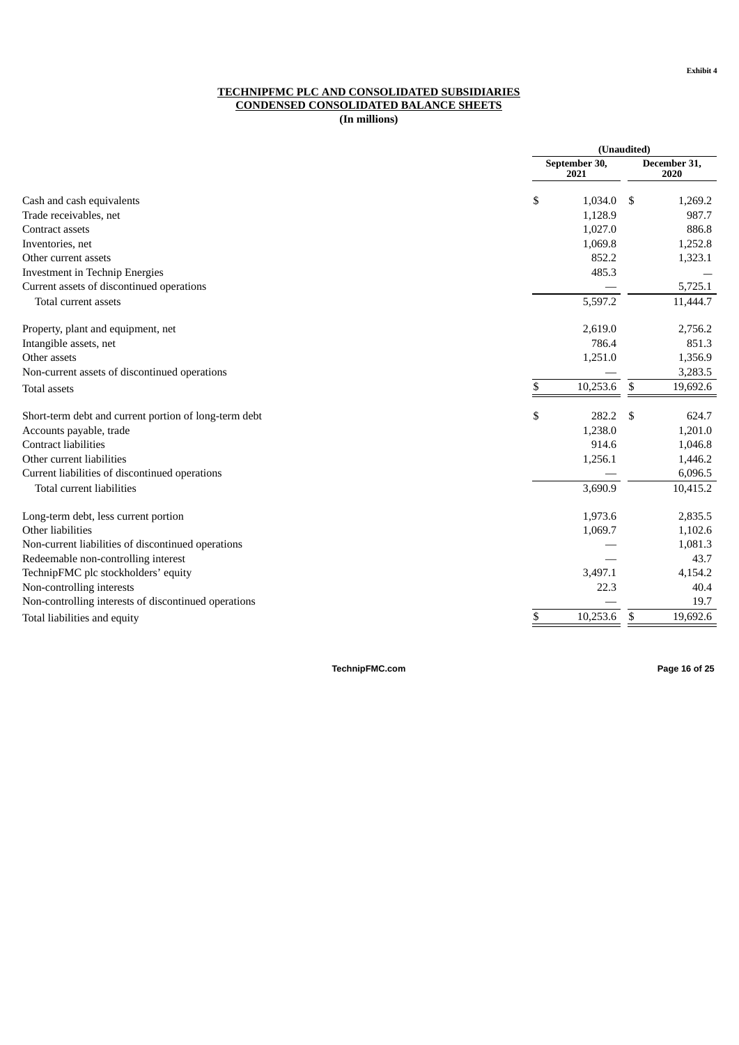Exhibit 4

# TECHNIPFMC PLC AND CONSOLIDATED SUBSIDIARIES
## CONDENSED CONSOLIDATED BALANCE SHEETS
### (In millions)

| | (Unaudited) | |
|---|---|---|
| | September 30, 2021 | December 31, 2020 |
| Cash and cash equivalents | $ 1,034.0 | $ 1,269.2 |
| Trade receivables, net | 1,128.9 | 987.7 |
| Contract assets | 1,027.0 | 886.8 |
| Inventories, net | 1,069.8 | 1,252.8 |
| Other current assets | 852.2 | 1,323.1 |
| Investment in Technip Energies | 485.3 | — |
| Current assets of discontinued operations | — | 5,725.1 |
| Total current assets | 5,597.2 | 11,444.7 |
| Property, plant and equipment, net | 2,619.0 | 2,756.2 |
| Intangible assets, net | 786.4 | 851.3 |
| Other assets | 1,251.0 | 1,356.9 |
| Non-current assets of discontinued operations | — | 3,283.5 |
| Total assets | $ 10,253.6 | $ 19,692.6 |
| Short-term debt and current portion of long-term debt | $ 282.2 | $ 624.7 |
| Accounts payable, trade | 1,238.0 | 1,201.0 |
| Contract liabilities | 914.6 | 1,046.8 |
| Other current liabilities | 1,256.1 | 1,446.2 |
| Current liabilities of discontinued operations | — | 6,096.5 |
| Total current liabilities | 3,690.9 | 10,415.2 |
| Long-term debt, less current portion | 1,973.6 | 2,835.5 |
| Other liabilities | 1,069.7 | 1,102.6 |
| Non-current liabilities of discontinued operations | — | 1,081.3 |
| Redeemable non-controlling interest | — | 43.7 |
| TechnipFMC plc stockholders' equity | 3,497.1 | 4,154.2 |
| Non-controlling interests | 22.3 | 40.4 |
| Non-controlling interests of discontinued operations | — | 19.7 |
| Total liabilities and equity | $ 10,253.6 | $ 19,692.6 |

TechnipFMC.com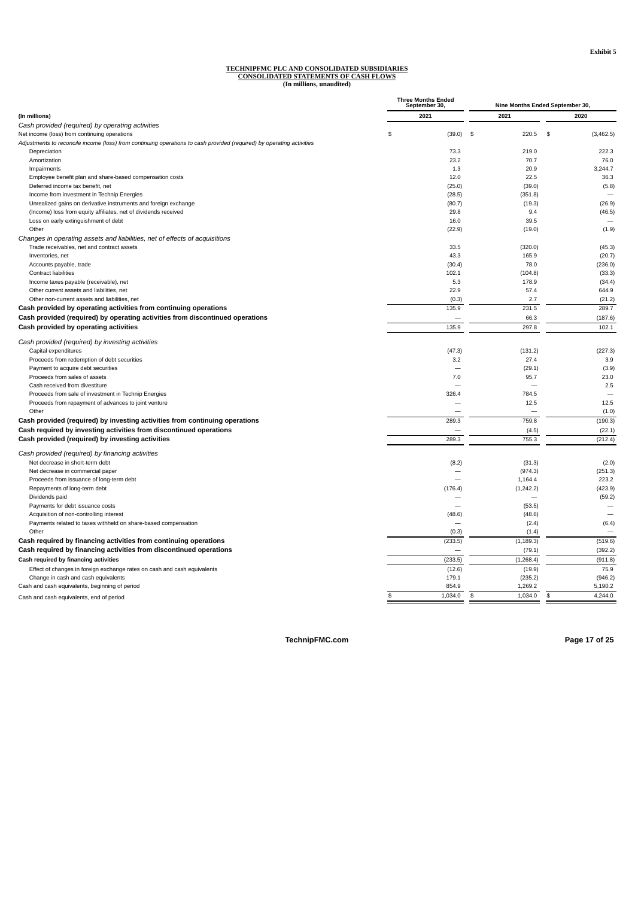Exhibit 5

**TECHNIPFMC PLC AND CONSOLIDATED SUBSIDIARIES**
**CONSOLIDATED STATEMENTS OF CASH FLOWS**
**(In millions, unaudited)**

| (In millions) | Three Months Ended September 30, 2021 | Nine Months Ended September 30, 2021 | Nine Months Ended September 30, 2020 |
|---|---|---|---|
| *Cash provided (required) by operating activities* | | | |
| Net income (loss) from continuing operations | $ (39.0) | $ 220.5 | $ (3,462.5) |
| *Adjustments to reconcile income (loss) from continuing operations to cash provided (required) by operating activities* | | | |
| Depreciation | 73.3 | 219.0 | 222.3 |
| Amortization | 23.2 | 70.7 | 76.0 |
| Impairments | 1.3 | 20.9 | 3,244.7 |
| Employee benefit plan and share-based compensation costs | 12.0 | 22.5 | 36.3 |
| Deferred income tax benefit, net | (25.0) | (39.0) | (5.8) |
| Income from investment in Technip Energies | (28.5) | (351.8) | — |
| Unrealized gains on derivative instruments and foreign exchange | (80.7) | (19.3) | (26.9) |
| (Income) loss from equity affiliates, net of dividends received | 29.8 | 9.4 | (46.5) |
| Loss on early extinguishment of debt | 16.0 | 39.5 | — |
| Other | (22.9) | (19.0) | (1.9) |
| *Changes in operating assets and liabilities, net of effects of acquisitions* | | | |
| Trade receivables, net and contract assets | 33.5 | (320.0) | (45.3) |
| Inventories, net | 43.3 | 165.9 | (20.7) |
| Accounts payable, trade | (30.4) | 78.0 | (236.0) |
| Contract liabilities | 102.1 | (104.8) | (33.3) |
| Income taxes payable (receivable), net | 5.3 | 178.9 | (34.4) |
| Other current assets and liabilities, net | 22.9 | 57.4 | 644.9 |
| Other non-current assets and liabilities, net | (0.3) | 2.7 | (21.2) |
| **Cash provided by operating activities from continuing operations** | 135.9 | 231.5 | 289.7 |
| **Cash provided (required) by operating activities from discontinued operations** | — | 66.3 | (187.6) |
| **Cash provided by operating activities** | 135.9 | 297.8 | 102.1 |
| *Cash provided (required) by investing activities* | | | |
| Capital expenditures | (47.3) | (131.2) | (227.3) |
| Proceeds from redemption of debt securities | 3.2 | 27.4 | 3.9 |
| Payment to acquire debt securities | — | (29.1) | (3.9) |
| Proceeds from sales of assets | 7.0 | 95.7 | 23.0 |
| Cash received from divestiture | — | — | 2.5 |
| Proceeds from sale of investment in Technip Energies | 326.4 | 784.5 | — |
| Proceeds from repayment of advances to joint venture | — | 12.5 | 12.5 |
| Other | — | — | (1.0) |
| **Cash provided (required) by investing activities from continuing operations** | 289.3 | 759.8 | (190.3) |
| **Cash required by investing activities from discontinued operations** | — | (4.5) | (22.1) |
| **Cash provided (required) by investing activities** | 289.3 | 755.3 | (212.4) |
| *Cash provided (required) by financing activities* | | | |
| Net decrease in short-term debt | (8.2) | (31.3) | (2.0) |
| Net decrease in commercial paper | — | (974.3) | (251.3) |
| Proceeds from issuance of long-term debt | — | 1,164.4 | 223.2 |
| Repayments of long-term debt | (176.4) | (1,242.2) | (423.9) |
| Dividends paid | — | — | (59.2) |
| Payments for debt issuance costs | — | (53.5) | — |
| Acquisition of non-controlling interest | (48.6) | (48.6) | — |
| Payments related to taxes withheld on share-based compensation | — | (2.4) | (6.4) |
| Other | (0.3) | (1.4) | — |
| **Cash required by financing activities from continuing operations** | (233.5) | (1,189.3) | (519.6) |
| **Cash required by financing activities from discontinued operations** | — | (79.1) | (392.2) |
| **Cash required by financing activities** | (233.5) | (1,268.4) | (911.8) |
| Effect of changes in foreign exchange rates on cash and cash equivalents | (12.6) | (19.9) | 75.9 |
| Change in cash and cash equivalents | 179.1 | (235.2) | (946.2) |
| Cash and cash equivalents, beginning of period | 854.9 | 1,269.2 | 5,190.2 |
| Cash and cash equivalents, end of period | $ 1,034.0 | $ 1,034.0 | $ 4,244.0 |

TechnipFMC.com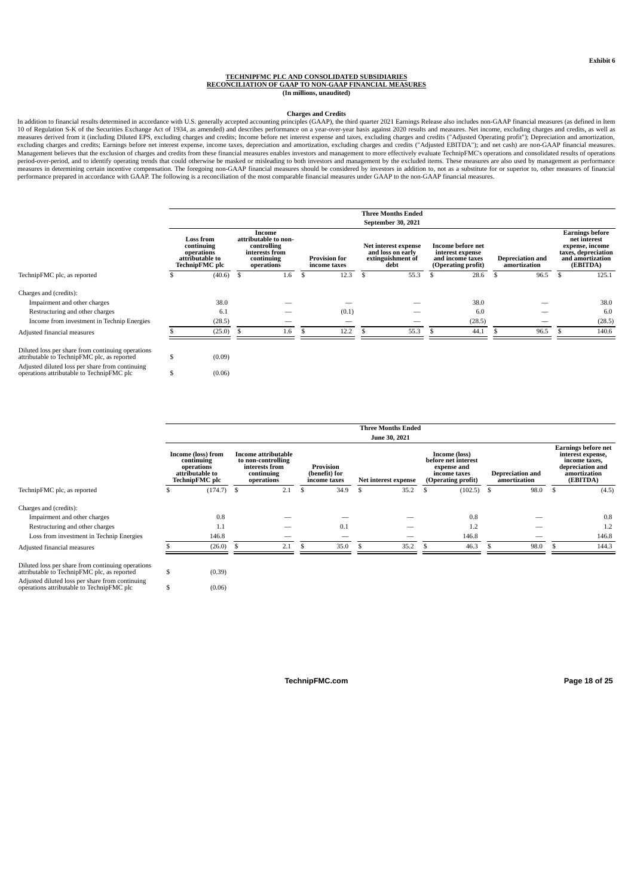**Exhibit 6**

**TECHNIPFMC PLC AND CONSOLIDATED SUBSIDIARIES**
**RECONCILIATION OF GAAP TO NON-GAAP FINANCIAL MEASURES**
**(In millions, unaudited)**

**Charges and Credits**

In addition to financial results determined in accordance with U.S. generally accepted accounting principles (GAAP), the third quarter 2021 Earnings Release also includes non-GAAP financial measures (as defined in Item 10 of Regulation S-K of the Securities Exchange Act of 1934, as amended) and describes performance on a year-over-year basis against 2020 results and measures. Net income, excluding charges and credits, as well as measures derived from it (including Diluted EPS, excluding charges and credits; Income before net interest expense and taxes, excluding charges and credits ("Adjusted Operating profit"); Depreciation and amortization, excluding charges and credits; Earnings before net interest expense, income taxes, depreciation and amortization, excluding charges and credits ("Adjusted EBITDA"); and net cash) are non-GAAP financial measures. Management believes that the exclusion of charges and credits from these financial measures enables investors and management to more effectively evaluate TechnipFMC's operations and consolidated results of operations period-over-period, and to identify operating trends that could otherwise be masked or misleading to both investors and management by the excluded items. These measures are also used by management as performance measures in determining certain incentive compensation. The foregoing non-GAAP financial measures should be considered by investors in addition to, not as a substitute for or superior to, other measures of financial performance prepared in accordance with GAAP. The following is a reconciliation of the most comparable financial measures under GAAP to the non-GAAP financial measures.

| | Three Months Ended September 30, 2021 | | | | | | |
|---|---|---|---|---|---|---|---|
| | Loss from continuing operations attributable to TechnipFMC plc | Income attributable to non-controlling interests from continuing operations | Provision for income taxes | Net interest expense and loss on early extinguishment of debt | Income before net interest expense and income taxes (Operating profit) | Depreciation and amortization | Earnings before net interest expense, income taxes, depreciation and amortization (EBITDA) |
| TechnipFMC plc, as reported | $ (40.6) | $ 1.6 | $ 12.3 | $ 55.3 | $ 28.6 | $ 96.5 | $ 125.1 |
| Charges and (credits): | | | | | | | |
| Impairment and other charges | 38.0 | — | — | — | 38.0 | — | 38.0 |
| Restructuring and other charges | 6.1 | — | (0.1) | — | 6.0 | — | 6.0 |
| Income from investment in Technip Energies | (28.5) | — | — | — | (28.5) | — | (28.5) |
| Adjusted financial measures | $ (25.0) | $ 1.6 | $ 12.2 | $ 55.3 | $ 44.1 | $ 96.5 | $ 140.6 |
| Diluted loss per share from continuing operations attributable to TechnipFMC plc, as reported | $ (0.09) | | | | | | |
| Adjusted diluted loss per share from continuing operations attributable to TechnipFMC plc | $ (0.06) | | | | | | |

| | Three Months Ended June 30, 2021 | | | | | | |
|---|---|---|---|---|---|---|---|
| | Income (loss) from continuing operations attributable to TechnipFMC plc | Income attributable to non-controlling interests from continuing operations | Provision (benefit) for income taxes | Net interest expense | Income (loss) before net interest expense and income taxes (Operating profit) | Depreciation and amortization | Earnings before net interest expense, income taxes, depreciation and amortization (EBITDA) |
| TechnipFMC plc, as reported | $ (174.7) | $ 2.1 | $ 34.9 | $ 35.2 | $ (102.5) | $ 98.0 | $ (4.5) |
| Charges and (credits): | | | | | | | |
| Impairment and other charges | 0.8 | — | — | — | 0.8 | — | 0.8 |
| Restructuring and other charges | 1.1 | — | 0.1 | — | 1.2 | — | 1.2 |
| Loss from investment in Technip Energies | 146.8 | — | — | — | 146.8 | — | 146.8 |
| Adjusted financial measures | $ (26.0) | $ 2.1 | $ 35.0 | $ 35.2 | $ 46.3 | $ 98.0 | $ 144.3 |
| Diluted loss per share from continuing operations attributable to TechnipFMC plc, as reported | $ (0.39) | | | | | | |
| Adjusted diluted loss per share from continuing operations attributable to TechnipFMC plc | $ (0.06) | | | | | | |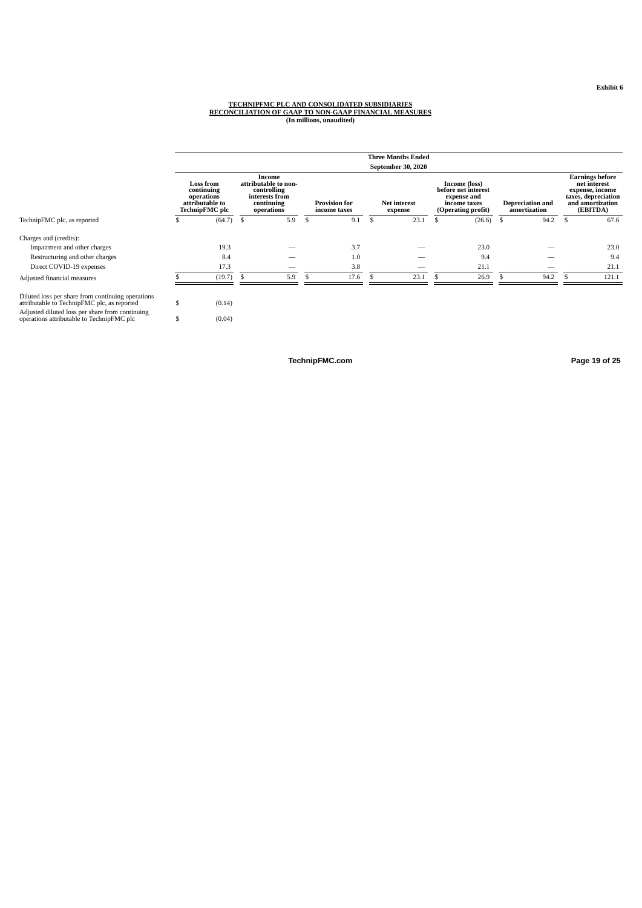Exhibit 6

**TECHNIPFMC PLC AND CONSOLIDATED SUBSIDIARIES**
**RECONCILIATION OF GAAP TO NON-GAAP FINANCIAL MEASURES**
**(In millions, unaudited)**

| | Three Months Ended September 30, 2020 | | | | | | |
|---|---|---|---|---|---|---|---|
| | Loss from continuing operations attributable to TechnipFMC plc | Income attributable to non-controlling interests from continuing operations | Provision for income taxes | Net interest expense | Income (loss) before net interest expense and income taxes (Operating profit) | Depreciation and amortization | Earnings before net interest expense, income taxes, depreciation and amortization (EBITDA) |
| TechnipFMC plc, as reported | $ (64.7) | $ 5.9 | $ 9.1 | $ 23.1 | $ (26.6) | $ 94.2 | $ 67.6 |
| Charges and (credits): | | | | | | | |
| Impairment and other charges | 19.3 | — | 3.7 | — | 23.0 | — | 23.0 |
| Restructuring and other charges | 8.4 | — | 1.0 | — | 9.4 | — | 9.4 |
| Direct COVID-19 expenses | 17.3 | — | 3.8 | — | 21.1 | — | 21.1 |
| Adjusted financial measures | $ (19.7) | $ 5.9 | $ 17.6 | $ 23.1 | $ 26.9 | $ 94.2 | $ 121.1 |
| Diluted loss per share from continuing operations attributable to TechnipFMC plc, as reported | $ (0.14) | | | | | | |
| Adjusted diluted loss per share from continuing operations attributable to TechnipFMC plc | $ (0.04) | | | | | | |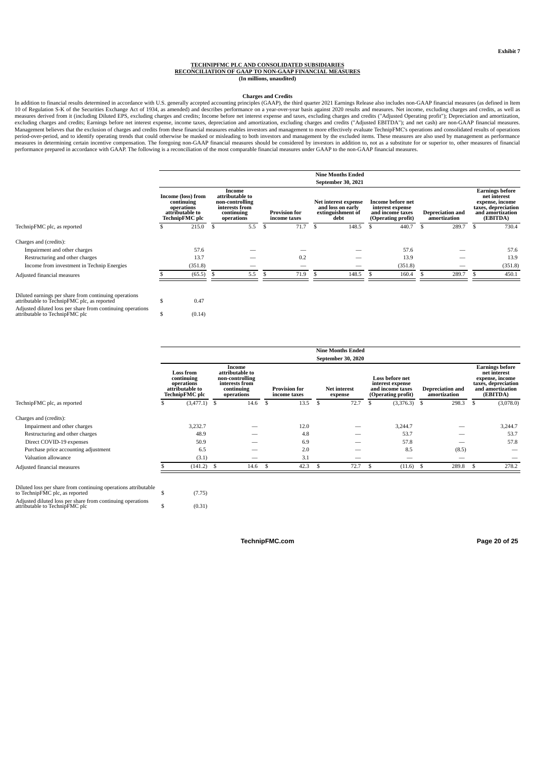Exhibit 7

**TECHNIPFMC PLC AND CONSOLIDATED SUBSIDIARIES**
**RECONCILIATION OF GAAP TO NON-GAAP FINANCIAL MEASURES**
**(In millions, unaudited)**

**Charges and Credits**

In addition to financial results determined in accordance with U.S. generally accepted accounting principles (GAAP), the third quarter 2021 Earnings Release also includes non-GAAP financial measures (as defined in Item 10 of Regulation S-K of the Securities Exchange Act of 1934, as amended) and describes performance on a year-over-year basis against 2020 results and measures. Net income, excluding charges and credits, as well as measures derived from it (including Diluted EPS, excluding charges and credits; Income before net interest expense and taxes, excluding charges and credits ("Adjusted Operating profit"); Depreciation and amortization, excluding charges and credits; Earnings before net interest expense, income taxes, depreciation and amortization, excluding charges and credits ("Adjusted EBITDA"); and net cash) are non-GAAP financial measures. Management believes that the exclusion of charges and credits from these financial measures enables investors and management to more effectively evaluate TechnipFMC's operations and consolidated results of operations period-over-period, and to identify operating trends that could otherwise be masked or misleading to both investors and management by the excluded items. These measures are also used by management as performance measures in determining certain incentive compensation. The foregoing non-GAAP financial measures should be considered by investors in addition to, not as a substitute for or superior to, other measures of financial performance prepared in accordance with GAAP. The following is a reconciliation of the most comparable financial measures under GAAP to the non-GAAP financial measures.

| | Nine Months Ended September 30, 2021 | | | | | | |
|---|---|---|---|---|---|---|---|
| | Income (loss) from continuing operations attributable to TechnipFMC plc | Income attributable to non-controlling interests from continuing operations | Provision for income taxes | Net interest expense and loss on early extinguishment of debt | Income before net interest expense and income taxes (Operating profit) | Depreciation and amortization | Earnings before net interest expense, income taxes, depreciation and amortization (EBITDA) |
| TechnipFMC plc, as reported | $ 215.0 | $ 5.5 | $ 71.7 | $ 148.5 | $ 440.7 | $ 289.7 | $ 730.4 |
| Charges and (credits): | | | | | | | |
| Impairment and other charges | 57.6 | — | — | — | 57.6 | — | 57.6 |
| Restructuring and other charges | 13.7 | — | 0.2 | — | 13.9 | — | 13.9 |
| Income from investment in Technip Energies | (351.8) | — | — | — | (351.8) | — | (351.8) |
| Adjusted financial measures | $ (65.5) | $ 5.5 | $ 71.9 | $ 148.5 | $ 160.4 | $ 289.7 | $ 450.1 |
| | | | | | | | |
| Diluted earnings per share from continuing operations attributable to TechnipFMC plc, as reported | $ 0.47 | | | | | | |
| Adjusted diluted loss per share from continuing operations attributable to TechnipFMC plc | $ (0.14) | | | | | | |

| | Nine Months Ended September 30, 2020 | | | | | | |
|---|---|---|---|---|---|---|---|
| | Loss from continuing operations attributable to TechnipFMC plc | Income attributable to non-controlling interests from continuing operations | Provision for income taxes | Net interest expense | Loss before net interest expense and income taxes (Operating profit) | Depreciation and amortization | Earnings before net interest expense, income taxes, depreciation and amortization (EBITDA) |
| TechnipFMC plc, as reported | $ (3,477.1) | $ 14.6 | $ 13.5 | $ 72.7 | $ (3,376.3) | $ 298.3 | $ (3,078.0) |
| Charges and (credits): | | | | | | | |
| Impairment and other charges | 3,232.7 | — | 12.0 | — | 3,244.7 | — | 3,244.7 |
| Restructuring and other charges | 48.9 | — | 4.8 | — | 53.7 | — | 53.7 |
| Direct COVID-19 expenses | 50.9 | — | 6.9 | — | 57.8 | — | 57.8 |
| Purchase price accounting adjustment | 6.5 | — | 2.0 | — | 8.5 | (8.5) | — |
| Valuation allowance | (3.1) | — | 3.1 | — | — | — | — |
| Adjusted financial measures | $ (141.2) | $ 14.6 | $ 42.3 | $ 72.7 | $ (11.6) | $ 289.8 | $ 278.2 |
| | | | | | | | |
| Diluted loss per share from continuing operations attributable to TechnipFMC plc, as reported | $ (7.75) | | | | | | |
| Adjusted diluted loss per share from continuing operations attributable to TechnipFMC plc | $ (0.31) | | | | | | |

TechnipFMC.com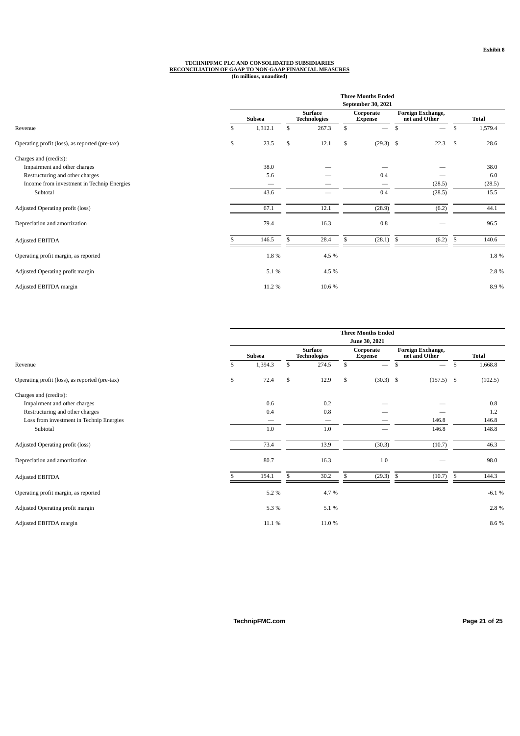Exhibit 8

**TECHNIPFMC PLC AND CONSOLIDATED SUBSIDIARIES**
**RECONCILIATION OF GAAP TO NON-GAAP FINANCIAL MEASURES**
**(In millions, unaudited)**

| | Three Months Ended September 30, 2021 | | | | |
|---|---|---|---|---|---|
| | **Subsea** | **Surface Technologies** | **Corporate Expense** | **Foreign Exchange, net and Other** | **Total** |
| Revenue | $ 1,312.1 | $ 267.3 | $ — | $ — | $ 1,579.4 |
| Operating profit (loss), as reported (pre-tax) | $ 23.5 | $ 12.1 | $ (29.3) | $ 22.3 | $ 28.6 |
| Charges and (credits): | | | | | |
| Impairment and other charges | 38.0 | — | — | — | 38.0 |
| Restructuring and other charges | 5.6 | — | 0.4 | — | 6.0 |
| Income from investment in Technip Energies | — | — | — | (28.5) | (28.5) |
| Subtotal | 43.6 | — | 0.4 | (28.5) | 15.5 |
| Adjusted Operating profit (loss) | 67.1 | 12.1 | (28.9) | (6.2) | 44.1 |
| Depreciation and amortization | 79.4 | 16.3 | 0.8 | — | 96.5 |
| Adjusted EBITDA | $ 146.5 | $ 28.4 | $ (28.1) | $ (6.2) | $ 140.6 |
| Operating profit margin, as reported | 1.8 % | 4.5 % | | | 1.8 % |
| Adjusted Operating profit margin | 5.1 % | 4.5 % | | | 2.8 % |
| Adjusted EBITDA margin | 11.2 % | 10.6 % | | | 8.9 % |

| | Three Months Ended June 30, 2021 | | | | |
|---|---|---|---|---|---|
| | **Subsea** | **Surface Technologies** | **Corporate Expense** | **Foreign Exchange, net and Other** | **Total** |
| Revenue | $ 1,394.3 | $ 274.5 | $ — | $ — | $ 1,668.8 |
| Operating profit (loss), as reported (pre-tax) | $ 72.4 | $ 12.9 | $ (30.3) | $ (157.5) | $ (102.5) |
| Charges and (credits): | | | | | |
| Impairment and other charges | 0.6 | 0.2 | — | — | 0.8 |
| Restructuring and other charges | 0.4 | 0.8 | — | — | 1.2 |
| Loss from investment in Technip Energies | — | — | — | 146.8 | 146.8 |
| Subtotal | 1.0 | 1.0 | — | 146.8 | 148.8 |
| Adjusted Operating profit (loss) | 73.4 | 13.9 | (30.3) | (10.7) | 46.3 |
| Depreciation and amortization | 80.7 | 16.3 | 1.0 | — | 98.0 |
| Adjusted EBITDA | $ 154.1 | $ 30.2 | $ (29.3) | $ (10.7) | $ 144.3 |
| Operating profit margin, as reported | 5.2 % | 4.7 % | | | -6.1 % |
| Adjusted Operating profit margin | 5.3 % | 5.1 % | | | 2.8 % |
| Adjusted EBITDA margin | 11.1 % | 11.0 % | | | 8.6 % |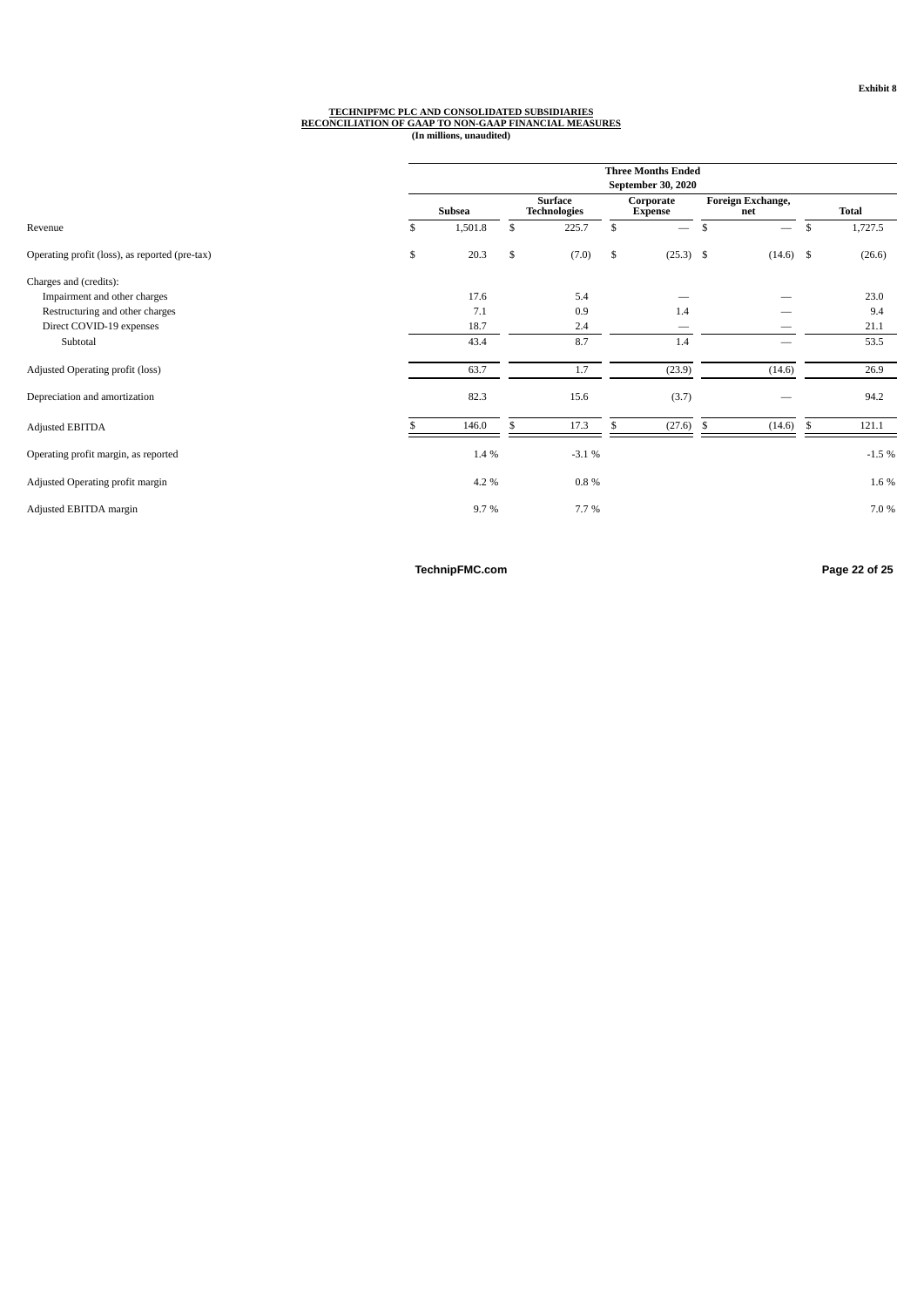Exhibit 8

**TECHNIPFMC PLC AND CONSOLIDATED SUBSIDIARIES**
**RECONCILIATION OF GAAP TO NON-GAAP FINANCIAL MEASURES**
**(In millions, unaudited)**

| | Three Months Ended September 30, 2020 | | | | |
|---|---|---|---|---|---|
| | Subsea | Surface Technologies | Corporate Expense | Foreign Exchange, net | Total |
| Revenue | $ 1,501.8 | $ 225.7 | $ — | $ — | $ 1,727.5 |
| Operating profit (loss), as reported (pre-tax) | $ 20.3 | $ (7.0) | $ (25.3) | $ (14.6) | $ (26.6) |
| Charges and (credits): | | | | | |
| Impairment and other charges | 17.6 | 5.4 | — | — | 23.0 |
| Restructuring and other charges | 7.1 | 0.9 | 1.4 | — | 9.4 |
| Direct COVID-19 expenses | 18.7 | 2.4 | — | — | 21.1 |
| Subtotal | 43.4 | 8.7 | 1.4 | — | 53.5 |
| Adjusted Operating profit (loss) | 63.7 | 1.7 | (23.9) | (14.6) | 26.9 |
| Depreciation and amortization | 82.3 | 15.6 | (3.7) | — | 94.2 |
| Adjusted EBITDA | $ 146.0 | $ 17.3 | $ (27.6) | $ (14.6) | $ 121.1 |
| Operating profit margin, as reported | 1.4 % | -3.1 % | | | -1.5 % |
| Adjusted Operating profit margin | 4.2 % | 0.8 % | | | 1.6 % |
| Adjusted EBITDA margin | 9.7 % | 7.7 % | | | 7.0 % |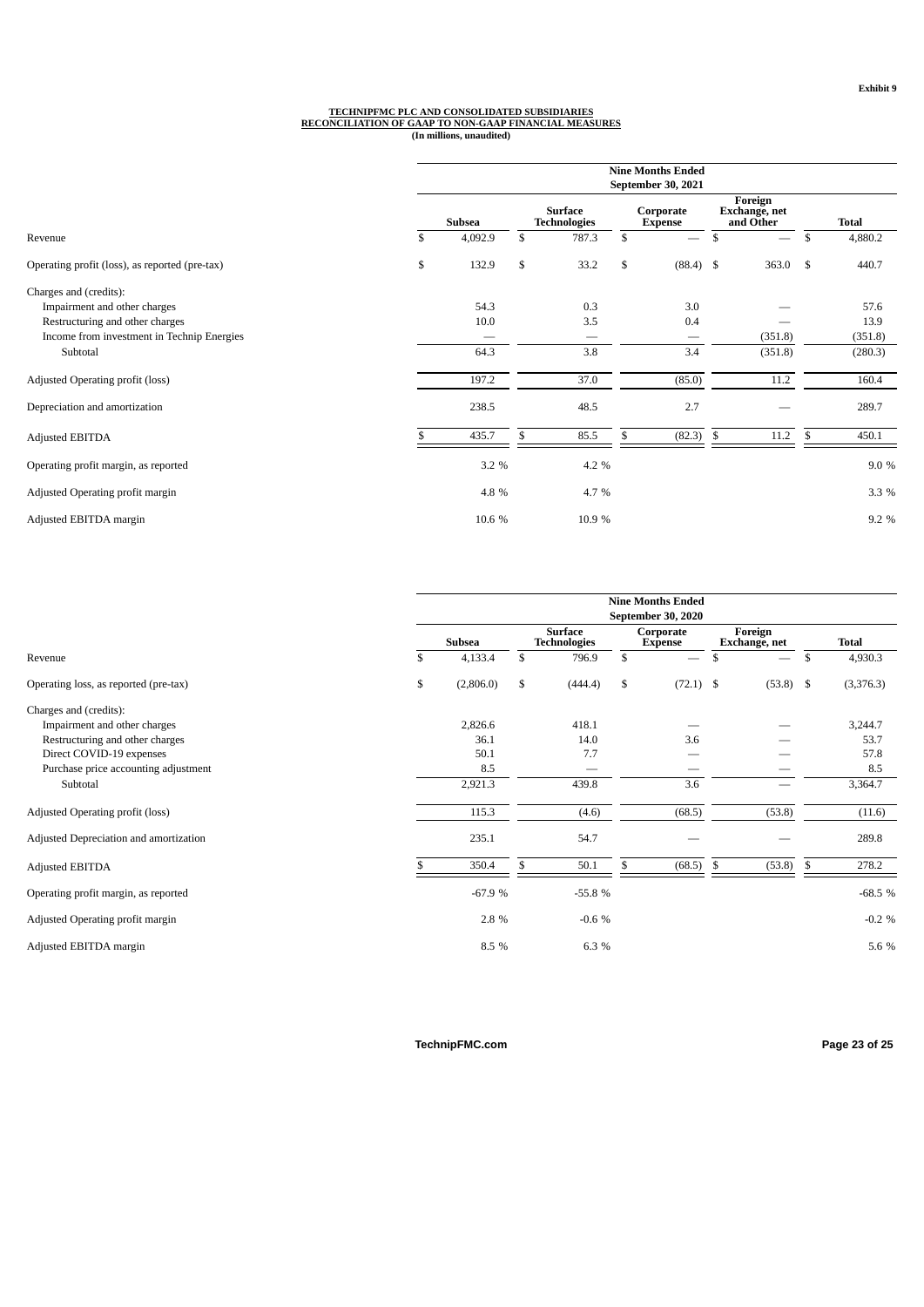Exhibit 9

**TECHNIPFMC PLC AND CONSOLIDATED SUBSIDIARIES**
**RECONCILIATION OF GAAP TO NON-GAAP FINANCIAL MEASURES**
**(In millions, unaudited)**

| | Nine Months Ended September 30, 2021 | | | | |
|---|---|---|---|---|---|
| | Subsea | Surface Technologies | Corporate Expense | Foreign Exchange, net and Other | Total |
| Revenue | $ 4,092.9 | $ 787.3 | $ — | $ — | $ 4,880.2 |
| Operating profit (loss), as reported (pre-tax) | $ 132.9 | $ 33.2 | $ (88.4) | $ 363.0 | $ 440.7 |
| Charges and (credits): | | | | | |
| Impairment and other charges | 54.3 | 0.3 | 3.0 | — | 57.6 |
| Restructuring and other charges | 10.0 | 3.5 | 0.4 | — | 13.9 |
| Income from investment in Technip Energies | — | — | — | (351.8) | (351.8) |
| Subtotal | 64.3 | 3.8 | 3.4 | (351.8) | (280.3) |
| Adjusted Operating profit (loss) | 197.2 | 37.0 | (85.0) | 11.2 | 160.4 |
| Depreciation and amortization | 238.5 | 48.5 | 2.7 | — | 289.7 |
| Adjusted EBITDA | $ 435.7 | $ 85.5 | $ (82.3) | $ 11.2 | $ 450.1 |
| Operating profit margin, as reported | 3.2 % | 4.2 % | | | 9.0 % |
| Adjusted Operating profit margin | 4.8 % | 4.7 % | | | 3.3 % |
| Adjusted EBITDA margin | 10.6 % | 10.9 % | | | 9.2 % |

| | Nine Months Ended September 30, 2020 | | | | |
|---|---|---|---|---|---|
| | Subsea | Surface Technologies | Corporate Expense | Foreign Exchange, net | Total |
| Revenue | $ 4,133.4 | $ 796.9 | $ — | $ — | $ 4,930.3 |
| Operating loss, as reported (pre-tax) | $ (2,806.0) | $ (444.4) | $ (72.1) | $ (53.8) | $ (3,376.3) |
| Charges and (credits): | | | | | |
| Impairment and other charges | 2,826.6 | 418.1 | — | — | 3,244.7 |
| Restructuring and other charges | 36.1 | 14.0 | 3.6 | — | 53.7 |
| Direct COVID-19 expenses | 50.1 | 7.7 | — | — | 57.8 |
| Purchase price accounting adjustment | 8.5 | — | — | — | 8.5 |
| Subtotal | 2,921.3 | 439.8 | 3.6 | — | 3,364.7 |
| Adjusted Operating profit (loss) | 115.3 | (4.6) | (68.5) | (53.8) | (11.6) |
| Adjusted Depreciation and amortization | 235.1 | 54.7 | — | — | 289.8 |
| Adjusted EBITDA | $ 350.4 | $ 50.1 | $ (68.5) | $ (53.8) | $ 278.2 |
| Operating profit margin, as reported | -67.9 % | -55.8 % | | | -68.5 % |
| Adjusted Operating profit margin | 2.8 % | -0.6 % | | | -0.2 % |
| Adjusted EBITDA margin | 8.5 % | 6.3 % | | | 5.6 % |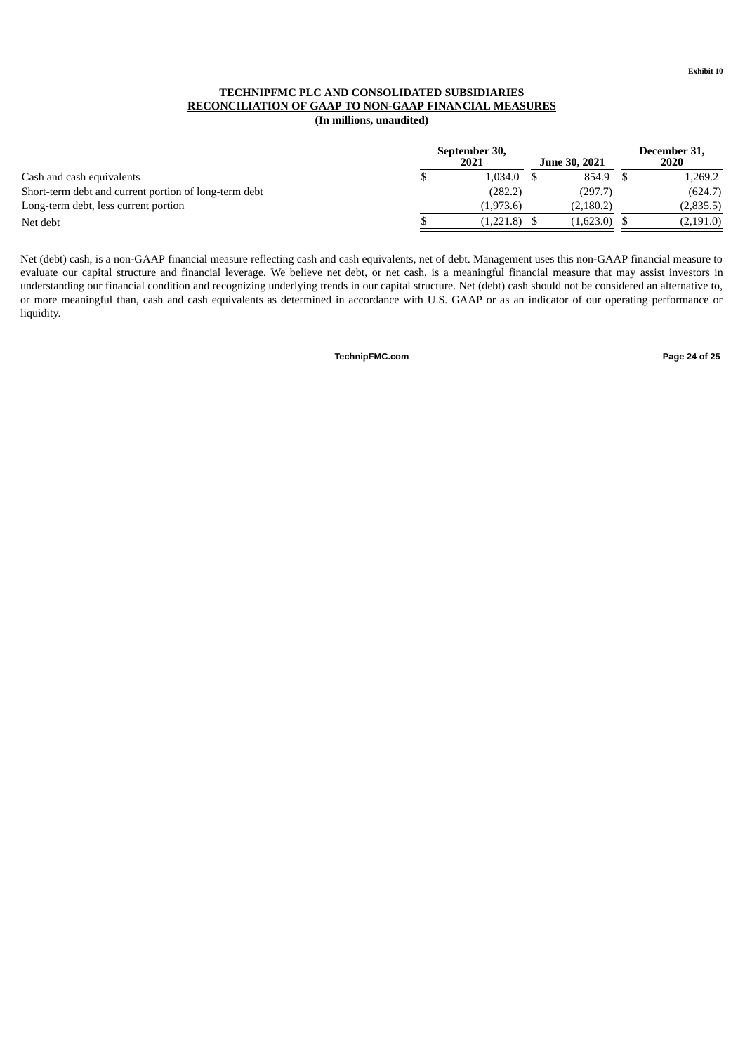Exhibit 10

**TECHNIPFMC PLC AND CONSOLIDATED SUBSIDIARIES**
**RECONCILIATION OF GAAP TO NON-GAAP FINANCIAL MEASURES**
**(In millions, unaudited)**

| | September 30, 2021 | June 30, 2021 | December 31, 2020 |
|---|---|---|---|
| Cash and cash equivalents | $ 1,034.0 | $ 854.9 | $ 1,269.2 |
| Short-term debt and current portion of long-term debt | (282.2) | (297.7) | (624.7) |
| Long-term debt, less current portion | (1,973.6) | (2,180.2) | (2,835.5) |
| Net debt | $ (1,221.8) | $ (1,623.0) | $ (2,191.0) |

Net (debt) cash, is a non-GAAP financial measure reflecting cash and cash equivalents, net of debt. Management uses this non-GAAP financial measure to evaluate our capital structure and financial leverage. We believe net debt, or net cash, is a meaningful financial measure that may assist investors in understanding our financial condition and recognizing underlying trends in our capital structure. Net (debt) cash should not be considered an alternative to, or more meaningful than, cash and cash equivalents as determined in accordance with U.S. GAAP or as an indicator of our operating performance or liquidity.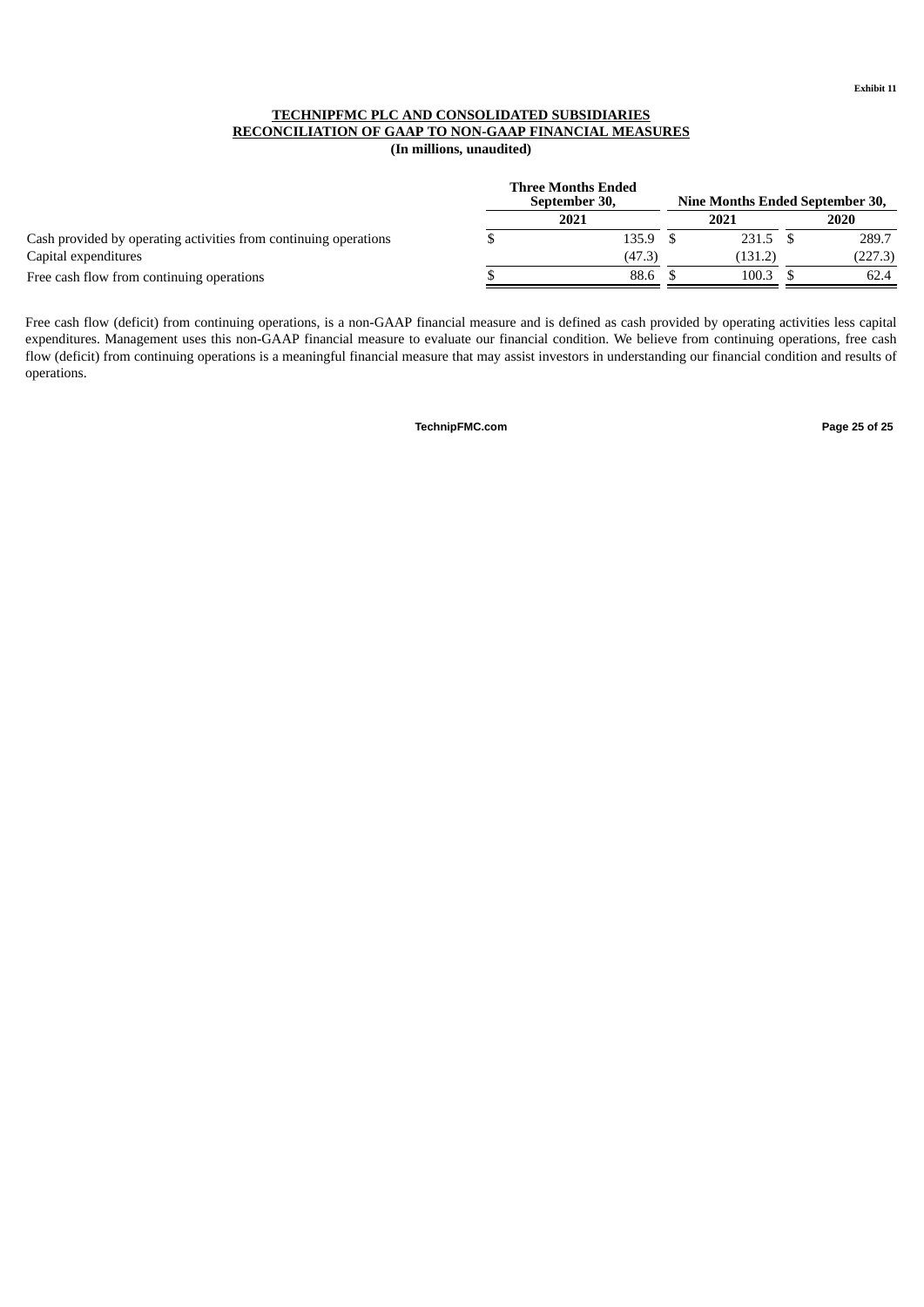Exhibit 11

**TECHNIPFMC PLC AND CONSOLIDATED SUBSIDIARIES**
**RECONCILIATION OF GAAP TO NON-GAAP FINANCIAL MEASURES**
**(In millions, unaudited)**

| | Three Months Ended September 30, | Nine Months Ended September 30, | |
|---|---|---|---|
| | 2021 | 2021 | 2020 |
| Cash provided by operating activities from continuing operations | $ 135.9 | $ 231.5 | $ 289.7 |
| Capital expenditures | (47.3) | (131.2) | (227.3) |
| Free cash flow from continuing operations | $ 88.6 | $ 100.3 | $ 62.4 |

Free cash flow (deficit) from continuing operations, is a non-GAAP financial measure and is defined as cash provided by operating activities less capital expenditures. Management uses this non-GAAP financial measure to evaluate our financial condition. We believe from continuing operations, free cash flow (deficit) from continuing operations is a meaningful financial measure that may assist investors in understanding our financial condition and results of operations.